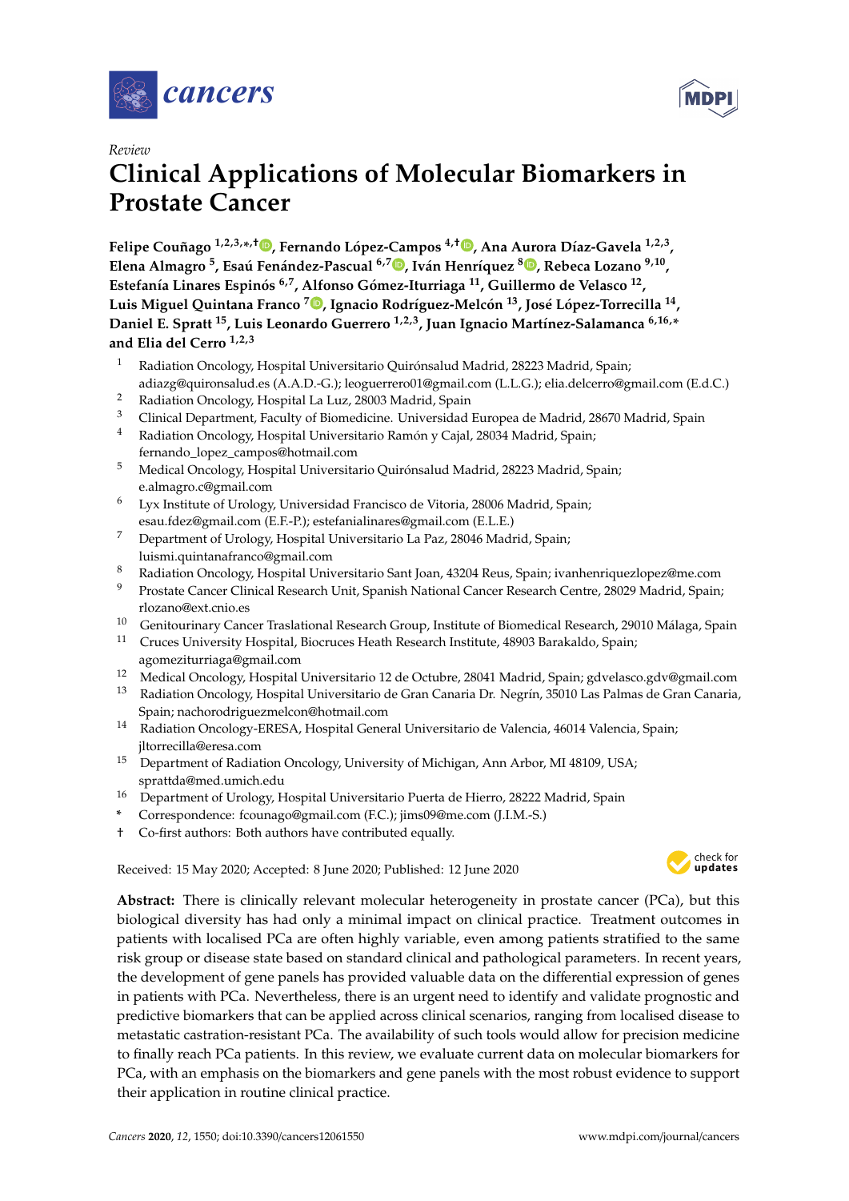*Review*

# Clinical Applications of Molecular Biomarkers in Prostate Cancer

**Felipe Couñago [1,2,3,*,†], Fernando López-Campos [4,†], Ana Aurora Díaz-Gavela [1,2,3], Elena Almagro [5], Esaú Fenández-Pascual [6,7], Iván Henríquez [8], Rebeca Lozano [9,10], Estefanía Linares Espinós [6,7], Alfonso Gómez-Iturriaga [11], Guillermo de Velasco [12], Luis Miguel Quintana Franco [7], Ignacio Rodríguez-Melcón [13], José López-Torrecilla [14], Daniel E. Spratt [15], Luis Leonardo Guerrero [1,2,3], Juan Ignacio Martínez-Salamanca [6,16,*] and Elia del Cerro [1,2,3]**

1. Radiation Oncology, Hospital Universitario Quirónsalud Madrid, 28223 Madrid, Spain; adiazg@quironsalud.es (A.A.D.-G.); leoguerrero01@gmail.com (L.L.G.); elia.delcerro@gmail.com (E.d.C.)
2. Radiation Oncology, Hospital La Luz, 28003 Madrid, Spain
3. Clinical Department, Faculty of Biomedicine. Universidad Europea de Madrid, 28670 Madrid, Spain
4. Radiation Oncology, Hospital Universitario Ramón y Cajal, 28034 Madrid, Spain; fernando_lopez_campos@hotmail.com
5. Medical Oncology, Hospital Universitario Quirónsalud Madrid, 28223 Madrid, Spain; e.almagro.c@gmail.com
6. Lyx Institute of Urology, Universidad Francisco de Vitoria, 28006 Madrid, Spain; esau.fdez@gmail.com (E.F.-P.); estefanialinares@gmail.com (E.L.E.)
7. Department of Urology, Hospital Universitario La Paz, 28046 Madrid, Spain; luismi.quintanafranco@gmail.com
8. Radiation Oncology, Hospital Universitario Sant Joan, 43204 Reus, Spain; ivanhenriquezlopez@me.com
9. Prostate Cancer Clinical Research Unit, Spanish National Cancer Research Centre, 28029 Madrid, Spain; rlozano@ext.cnio.es
10. Genitourinary Cancer Traslational Research Group, Institute of Biomedical Research, 29010 Málaga, Spain
11. Cruces University Hospital, Biocruces Heath Research Institute, 48903 Barakaldo, Spain; agomeziturriaga@gmail.com
12. Medical Oncology, Hospital Universitario 12 de Octubre, 28041 Madrid, Spain; gdvelasco.gdv@gmail.com
13. Radiation Oncology, Hospital Universitario de Gran Canaria Dr. Negrín, 35010 Las Palmas de Gran Canaria, Spain; nachorodriguezmelcon@hotmail.com
14. Radiation Oncology-ERESA, Hospital General Universitario de Valencia, 46014 Valencia, Spain; jltorrecilla@eresa.com
15. Department of Radiation Oncology, University of Michigan, Ann Arbor, MI 48109, USA; sprattda@med.umich.edu
16. Department of Urology, Hospital Universitario Puerta de Hierro, 28222 Madrid, Spain

\* Correspondence: fcounago@gmail.com (F.C.); jims09@me.com (J.I.M.-S.)

† Co-first authors: Both authors have contributed equally.

Received: 15 May 2020; Accepted: 8 June 2020; Published: 12 June 2020

**Abstract:** There is clinically relevant molecular heterogeneity in prostate cancer (PCa), but this biological diversity has had only a minimal impact on clinical practice. Treatment outcomes in patients with localised PCa are often highly variable, even among patients stratified to the same risk group or disease state based on standard clinical and pathological parameters. In recent years, the development of gene panels has provided valuable data on the differential expression of genes in patients with PCa. Nevertheless, there is an urgent need to identify and validate prognostic and predictive biomarkers that can be applied across clinical scenarios, ranging from localised disease to metastatic castration-resistant PCa. The availability of such tools would allow for precision medicine to finally reach PCa patients. In this review, we evaluate current data on molecular biomarkers for PCa, with an emphasis on the biomarkers and gene panels with the most robust evidence to support their application in routine clinical practice.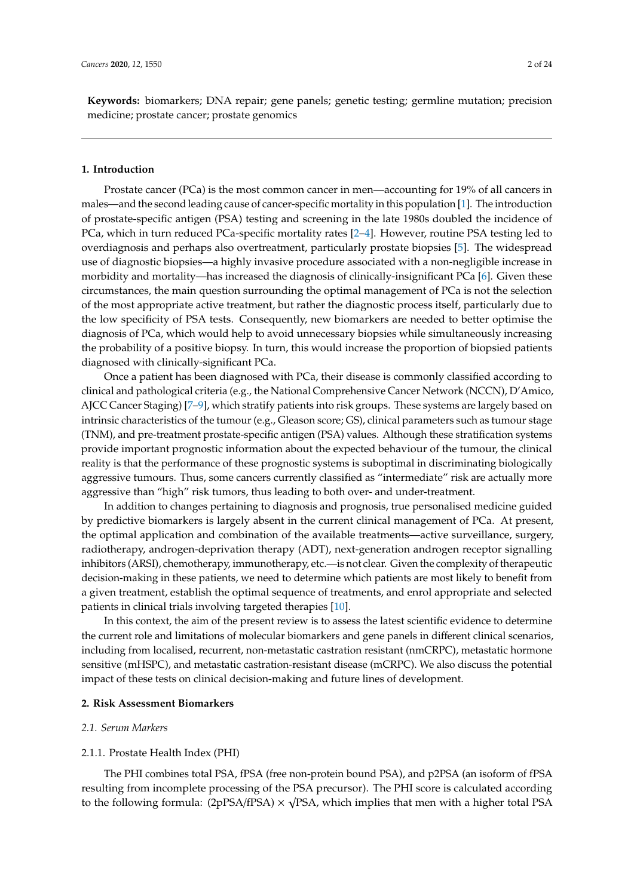**Keywords:** biomarkers; DNA repair; gene panels; genetic testing; germline mutation; precision medicine; prostate cancer; prostate genomics

## 1. Introduction

Prostate cancer (PCa) is the most common cancer in men—accounting for 19% of all cancers in males—and the second leading cause of cancer-specific mortality in this population [1]. The introduction of prostate-specific antigen (PSA) testing and screening in the late 1980s doubled the incidence of PCa, which in turn reduced PCa-specific mortality rates [2–4]. However, routine PSA testing led to overdiagnosis and perhaps also overtreatment, particularly prostate biopsies [5]. The widespread use of diagnostic biopsies—a highly invasive procedure associated with a non-negligible increase in morbidity and mortality—has increased the diagnosis of clinically-insignificant PCa [6]. Given these circumstances, the main question surrounding the optimal management of PCa is not the selection of the most appropriate active treatment, but rather the diagnostic process itself, particularly due to the low specificity of PSA tests. Consequently, new biomarkers are needed to better optimise the diagnosis of PCa, which would help to avoid unnecessary biopsies while simultaneously increasing the probability of a positive biopsy. In turn, this would increase the proportion of biopsied patients diagnosed with clinically-significant PCa.

Once a patient has been diagnosed with PCa, their disease is commonly classified according to clinical and pathological criteria (e.g., the National Comprehensive Cancer Network (NCCN), D'Amico, AJCC Cancer Staging) [7–9], which stratify patients into risk groups. These systems are largely based on intrinsic characteristics of the tumour (e.g., Gleason score; GS), clinical parameters such as tumour stage (TNM), and pre-treatment prostate-specific antigen (PSA) values. Although these stratification systems provide important prognostic information about the expected behaviour of the tumour, the clinical reality is that the performance of these prognostic systems is suboptimal in discriminating biologically aggressive tumours. Thus, some cancers currently classified as "intermediate" risk are actually more aggressive than "high" risk tumors, thus leading to both over- and under-treatment.

In addition to changes pertaining to diagnosis and prognosis, true personalised medicine guided by predictive biomarkers is largely absent in the current clinical management of PCa. At present, the optimal application and combination of the available treatments—active surveillance, surgery, radiotherapy, androgen-deprivation therapy (ADT), next-generation androgen receptor signalling inhibitors (ARSI), chemotherapy, immunotherapy, etc.—is not clear. Given the complexity of therapeutic decision-making in these patients, we need to determine which patients are most likely to benefit from a given treatment, establish the optimal sequence of treatments, and enrol appropriate and selected patients in clinical trials involving targeted therapies [10].

In this context, the aim of the present review is to assess the latest scientific evidence to determine the current role and limitations of molecular biomarkers and gene panels in different clinical scenarios, including from localised, recurrent, non-metastatic castration resistant (nmCRPC), metastatic hormone sensitive (mHSPC), and metastatic castration-resistant disease (mCRPC). We also discuss the potential impact of these tests on clinical decision-making and future lines of development.

## 2. Risk Assessment Biomarkers

### 2.1. Serum Markers

#### 2.1.1. Prostate Health Index (PHI)

The PHI combines total PSA, fPSA (free non-protein bound PSA), and p2PSA (an isoform of fPSA resulting from incomplete processing of the PSA precursor). The PHI score is calculated according to the following formula: $(2pPSA/fPSA) \times \sqrt{PSA}$, which implies that men with a higher total PSA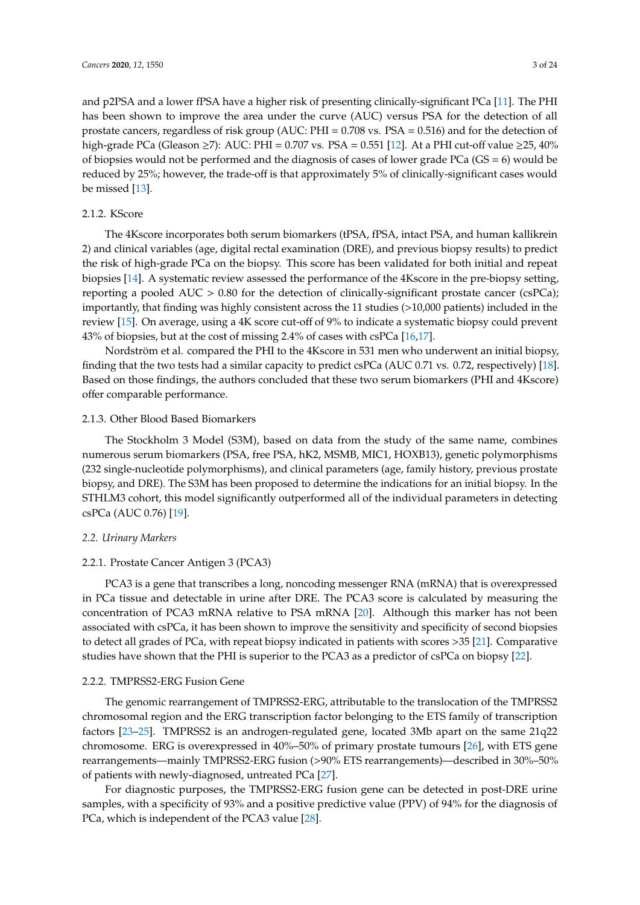and p2PSA and a lower fPSA have a higher risk of presenting clinically-significant PCa [11]. The PHI has been shown to improve the area under the curve (AUC) versus PSA for the detection of all prostate cancers, regardless of risk group (AUC: PHI = 0.708 vs. PSA = 0.516) and for the detection of high-grade PCa (Gleason ≥7): AUC: PHI = 0.707 vs. PSA = 0.551 [12]. At a PHI cut-off value ≥25, 40% of biopsies would not be performed and the diagnosis of cases of lower grade PCa (GS = 6) would be reduced by 25%; however, the trade-off is that approximately 5% of clinically-significant cases would be missed [13].

#### 2.1.2. KScore

The 4Kscore incorporates both serum biomarkers (tPSA, fPSA, intact PSA, and human kallikrein 2) and clinical variables (age, digital rectal examination (DRE), and previous biopsy results) to predict the risk of high-grade PCa on the biopsy. This score has been validated for both initial and repeat biopsies [14]. A systematic review assessed the performance of the 4Kscore in the pre-biopsy setting, reporting a pooled AUC > 0.80 for the detection of clinically-significant prostate cancer (csPCa); importantly, that finding was highly consistent across the 11 studies (>10,000 patients) included in the review [15]. On average, using a 4K score cut-off of 9% to indicate a systematic biopsy could prevent 43% of biopsies, but at the cost of missing 2.4% of cases with csPCa [16,17].

Nordström et al. compared the PHI to the 4Kscore in 531 men who underwent an initial biopsy, finding that the two tests had a similar capacity to predict csPCa (AUC 0.71 vs. 0.72, respectively) [18]. Based on those findings, the authors concluded that these two serum biomarkers (PHI and 4Kscore) offer comparable performance.

#### 2.1.3. Other Blood Based Biomarkers

The Stockholm 3 Model (S3M), based on data from the study of the same name, combines numerous serum biomarkers (PSA, free PSA, hK2, MSMB, MIC1, HOXB13), genetic polymorphisms (232 single-nucleotide polymorphisms), and clinical parameters (age, family history, previous prostate biopsy, and DRE). The S3M has been proposed to determine the indications for an initial biopsy. In the STHLM3 cohort, this model significantly outperformed all of the individual parameters in detecting csPCa (AUC 0.76) [19].

### *2.2. Urinary Markers*

#### 2.2.1. Prostate Cancer Antigen 3 (PCA3)

PCA3 is a gene that transcribes a long, noncoding messenger RNA (mRNA) that is overexpressed in PCa tissue and detectable in urine after DRE. The PCA3 score is calculated by measuring the concentration of PCA3 mRNA relative to PSA mRNA [20]. Although this marker has not been associated with csPCa, it has been shown to improve the sensitivity and specificity of second biopsies to detect all grades of PCa, with repeat biopsy indicated in patients with scores >35 [21]. Comparative studies have shown that the PHI is superior to the PCA3 as a predictor of csPCa on biopsy [22].

#### 2.2.2. TMPRSS2-ERG Fusion Gene

The genomic rearrangement of TMPRSS2-ERG, attributable to the translocation of the TMPRSS2 chromosomal region and the ERG transcription factor belonging to the ETS family of transcription factors [23–25]. TMPRSS2 is an androgen-regulated gene, located 3Mb apart on the same 21q22 chromosome. ERG is overexpressed in 40%–50% of primary prostate tumours [26], with ETS gene rearrangements—mainly TMPRSS2-ERG fusion (>90% ETS rearrangements)—described in 30%–50% of patients with newly-diagnosed, untreated PCa [27].

For diagnostic purposes, the TMPRSS2-ERG fusion gene can be detected in post-DRE urine samples, with a specificity of 93% and a positive predictive value (PPV) of 94% for the diagnosis of PCa, which is independent of the PCA3 value [28].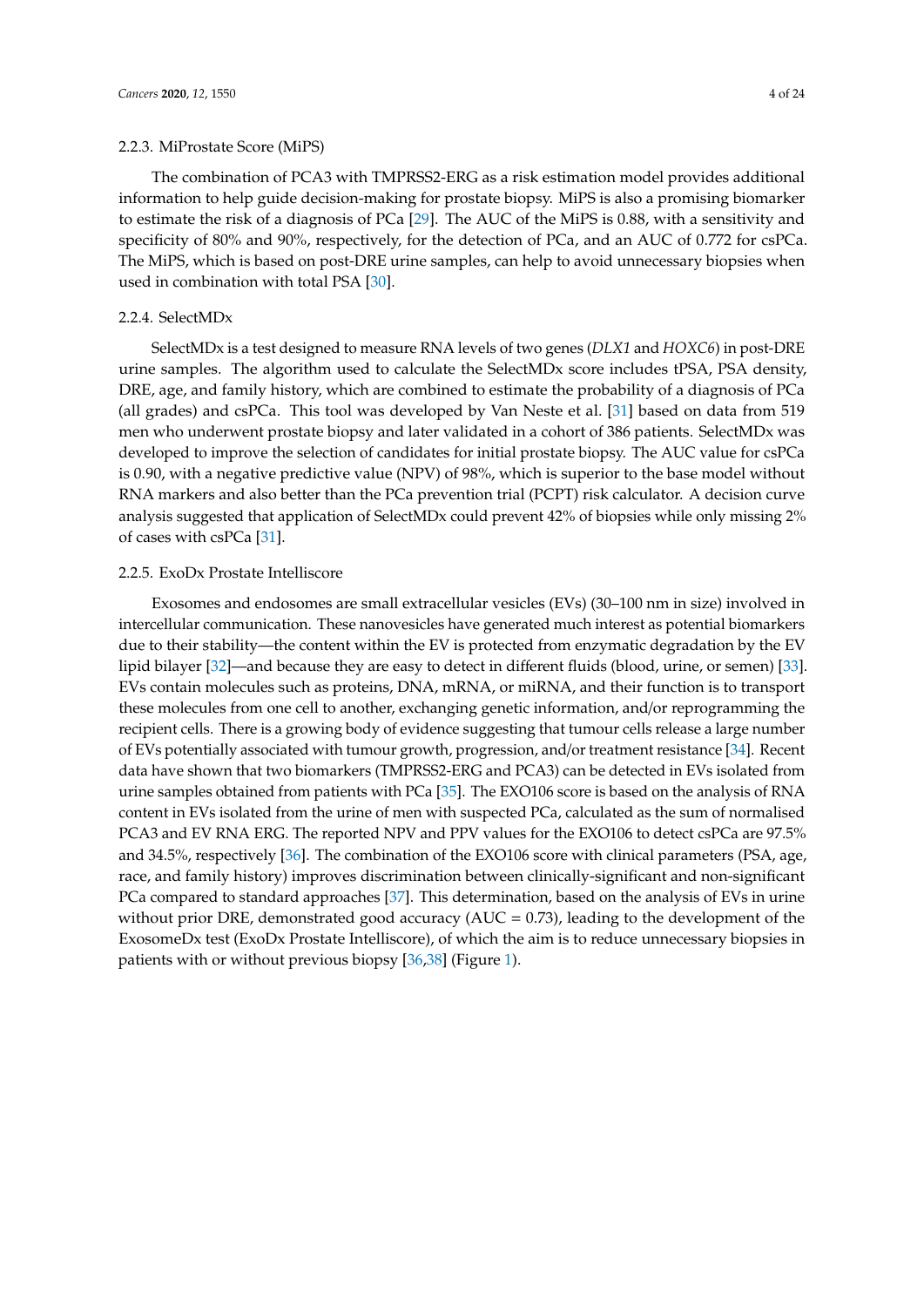#### 2.2.3. MiProstate Score (MiPS)

The combination of PCA3 with TMPRSS2-ERG as a risk estimation model provides additional information to help guide decision-making for prostate biopsy. MiPS is also a promising biomarker to estimate the risk of a diagnosis of PCa [29]. The AUC of the MiPS is 0.88, with a sensitivity and specificity of 80% and 90%, respectively, for the detection of PCa, and an AUC of 0.772 for csPCa. The MiPS, which is based on post-DRE urine samples, can help to avoid unnecessary biopsies when used in combination with total PSA [30].

#### 2.2.4. SelectMDx

SelectMDx is a test designed to measure RNA levels of two genes (*DLX1* and *HOXC6*) in post-DRE urine samples. The algorithm used to calculate the SelectMDx score includes tPSA, PSA density, DRE, age, and family history, which are combined to estimate the probability of a diagnosis of PCa (all grades) and csPCa. This tool was developed by Van Neste et al. [31] based on data from 519 men who underwent prostate biopsy and later validated in a cohort of 386 patients. SelectMDx was developed to improve the selection of candidates for initial prostate biopsy. The AUC value for csPCa is 0.90, with a negative predictive value (NPV) of 98%, which is superior to the base model without RNA markers and also better than the PCa prevention trial (PCPT) risk calculator. A decision curve analysis suggested that application of SelectMDx could prevent 42% of biopsies while only missing 2% of cases with csPCa [31].

#### 2.2.5. ExoDx Prostate Intelliscore

Exosomes and endosomes are small extracellular vesicles (EVs) (30–100 nm in size) involved in intercellular communication. These nanovesicles have generated much interest as potential biomarkers due to their stability—the content within the EV is protected from enzymatic degradation by the EV lipid bilayer [32]—and because they are easy to detect in different fluids (blood, urine, or semen) [33]. EVs contain molecules such as proteins, DNA, mRNA, or miRNA, and their function is to transport these molecules from one cell to another, exchanging genetic information, and/or reprogramming the recipient cells. There is a growing body of evidence suggesting that tumour cells release a large number of EVs potentially associated with tumour growth, progression, and/or treatment resistance [34]. Recent data have shown that two biomarkers (TMPRSS2-ERG and PCA3) can be detected in EVs isolated from urine samples obtained from patients with PCa [35]. The EXO106 score is based on the analysis of RNA content in EVs isolated from the urine of men with suspected PCa, calculated as the sum of normalised PCA3 and EV RNA ERG. The reported NPV and PPV values for the EXO106 to detect csPCa are 97.5% and 34.5%, respectively [36]. The combination of the EXO106 score with clinical parameters (PSA, age, race, and family history) improves discrimination between clinically-significant and non-significant PCa compared to standard approaches [37]. This determination, based on the analysis of EVs in urine without prior DRE, demonstrated good accuracy (AUC = 0.73), leading to the development of the ExosomeDx test (ExoDx Prostate Intelliscore), of which the aim is to reduce unnecessary biopsies in patients with or without previous biopsy [36,38] (Figure 1).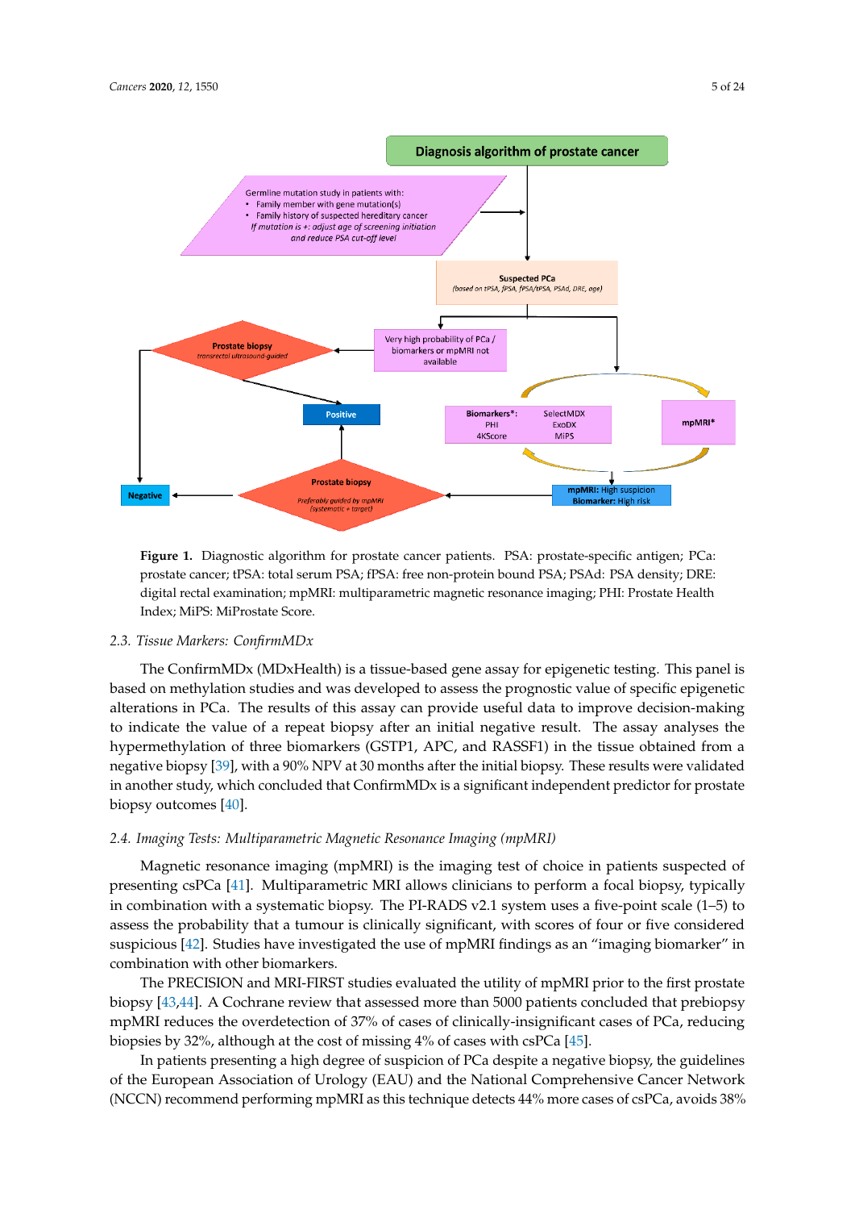Figure 1. Diagnostic algorithm for prostate cancer patients. PSA: prostate-specific antigen; PCa: prostate cancer; tPSA: total serum PSA; fPSA: free non-protein bound PSA; PSAd: PSA density; DRE: digital rectal examination; mpMRI: multiparametric magnetic resonance imaging; PHI: Prostate Health Index; MiPS: MiProstate Score.

### 2.3. Tissue Markers: ConfirmMDx

The ConfirmMDx (MDxHealth) is a tissue-based gene assay for epigenetic testing. This panel is based on methylation studies and was developed to assess the prognostic value of specific epigenetic alterations in PCa. The results of this assay can provide useful data to improve decision-making to indicate the value of a repeat biopsy after an initial negative result. The assay analyses the hypermethylation of three biomarkers (GSTP1, APC, and RASSF1) in the tissue obtained from a negative biopsy [39], with a 90% NPV at 30 months after the initial biopsy. These results were validated in another study, which concluded that ConfirmMDx is a significant independent predictor for prostate biopsy outcomes [40].

### 2.4. Imaging Tests: Multiparametric Magnetic Resonance Imaging (mpMRI)

Magnetic resonance imaging (mpMRI) is the imaging test of choice in patients suspected of presenting csPCa [41]. Multiparametric MRI allows clinicians to perform a focal biopsy, typically in combination with a systematic biopsy. The PI-RADS v2.1 system uses a five-point scale (1–5) to assess the probability that a tumour is clinically significant, with scores of four or five considered suspicious [42]. Studies have investigated the use of mpMRI findings as an "imaging biomarker" in combination with other biomarkers.

The PRECISION and MRI-FIRST studies evaluated the utility of mpMRI prior to the first prostate biopsy [43,44]. A Cochrane review that assessed more than 5000 patients concluded that prebiopsy mpMRI reduces the overdetection of 37% of cases of clinically-insignificant cases of PCa, reducing biopsies by 32%, although at the cost of missing 4% of cases with csPCa [45].

In patients presenting a high degree of suspicion of PCa despite a negative biopsy, the guidelines of the European Association of Urology (EAU) and the National Comprehensive Cancer Network (NCCN) recommend performing mpMRI as this technique detects 44% more cases of csPCa, avoids 38%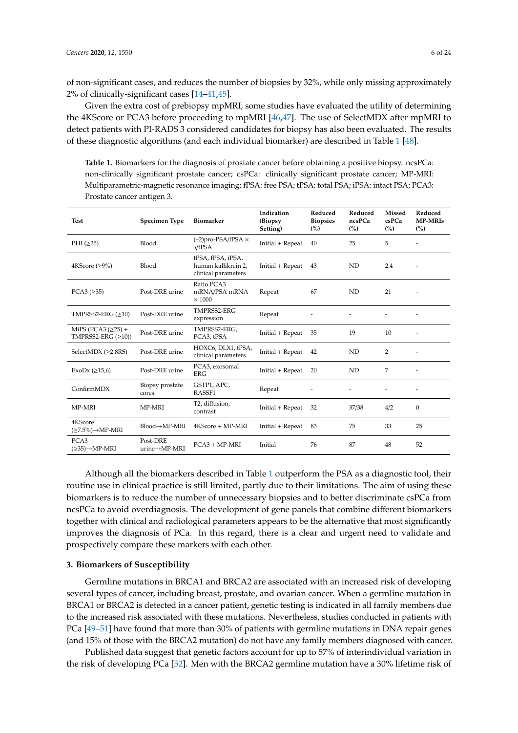of non-significant cases, and reduces the number of biopsies by 32%, while only missing approximately 2% of clinically-significant cases [14–41,45].

Given the extra cost of prebiopsy mpMRI, some studies have evaluated the utility of determining the 4KScore or PCA3 before proceeding to mpMRI [46,47]. The use of SelectMDX after mpMRI to detect patients with PI-RADS 3 considered candidates for biopsy has also been evaluated. The results of these diagnostic algorithms (and each individual biomarker) are described in Table 1 [48].

**Table 1.** Biomarkers for the diagnosis of prostate cancer before obtaining a positive biopsy. ncsPCa: non-clinically significant prostate cancer; csPCa: clinically significant prostate cancer; MP-MRI: Multiparametric-magnetic resonance imaging; fPSA: free PSA; tPSA: total PSA; iPSA: intact PSA; PCA3: Prostate cancer antigen 3.

| Test | Specimen Type | Biomarker | Indication (Biopsy Setting) | Reduced Biopsies (%) | Reduced ncsPCa (%) | Missed csPCa (%) | Reduced MP-MRIs (%) |
|---|---|---|---|---|---|---|---|
| PHI (≥25) | Blood | (−2)pro-PSA/fPSA × √tPSA | Initial + Repeat | 40 | 25 | 5 | - |
| 4KScore (≥9%) | Blood | tPSA, fPSA, iPSA, human kallikrein 2, clinical parameters | Initial + Repeat | 43 | ND | 2.4 | - |
| PCA3 (≥35) | Post-DRE urine | Ratio PCA3 mRNA/PSA mRNA × 1000 | Repeat | 67 | ND | 21 | - |
| TMPRSS2-ERG (≥10) | Post-DRE urine | TMPRSS2-ERG expression | Repeat | - | - | - | - |
| MiPS (PCA3 (≥25) + TMPRSS2-ERG (≥10)) | Post-DRE urine | TMPRSS2-ERG, PCA3, tPSA | Initial + Repeat | 35 | 19 | 10 | - |
| SelectMDX (≥2.8RS) | Post-DRE urine | HOXC6, DLX1, tPSA, clinical parameters | Initial + Repeat | 42 | ND | 2 | - |
| ExoDx (≥15,6) | Post-DRE urine | PCA3, exosomal ERG | Initial + Repeat | 20 | ND | 7 | - |
| ConfirmMDX | Biopsy prostate cores | GSTP1, APC, RASSF1 | Repeat | - | - | - | - |
| MP-MRI | MP-MRI | T2, diffusion, contrast | Initial + Repeat | 32 | 37/38 | 4/2 | 0 |
| 4KScore (≥7.5%)→MP-MRI | Blood→MP-MRI | 4KScore + MP-MRI | Initial + Repeat | 83 | 75 | 33 | 25 |
| PCA3 (≥35)→MP-MRI | Post-DRE urine→MP-MRI | PCA3 + MP-MRI | Initial | 76 | 87 | 48 | 52 |

Although all the biomarkers described in Table 1 outperform the PSA as a diagnostic tool, their routine use in clinical practice is still limited, partly due to their limitations. The aim of using these biomarkers is to reduce the number of unnecessary biopsies and to better discriminate csPCa from ncsPCa to avoid overdiagnosis. The development of gene panels that combine different biomarkers together with clinical and radiological parameters appears to be the alternative that most significantly improves the diagnosis of PCa. In this regard, there is a clear and urgent need to validate and prospectively compare these markers with each other.

## 3. Biomarkers of Susceptibility

Germline mutations in BRCA1 and BRCA2 are associated with an increased risk of developing several types of cancer, including breast, prostate, and ovarian cancer. When a germline mutation in BRCA1 or BRCA2 is detected in a cancer patient, genetic testing is indicated in all family members due to the increased risk associated with these mutations. Nevertheless, studies conducted in patients with PCa [49–51] have found that more than 30% of patients with germline mutations in DNA repair genes (and 15% of those with the BRCA2 mutation) do not have any family members diagnosed with cancer.

Published data suggest that genetic factors account for up to 57% of interindividual variation in the risk of developing PCa [52]. Men with the BRCA2 germline mutation have a 30% lifetime risk of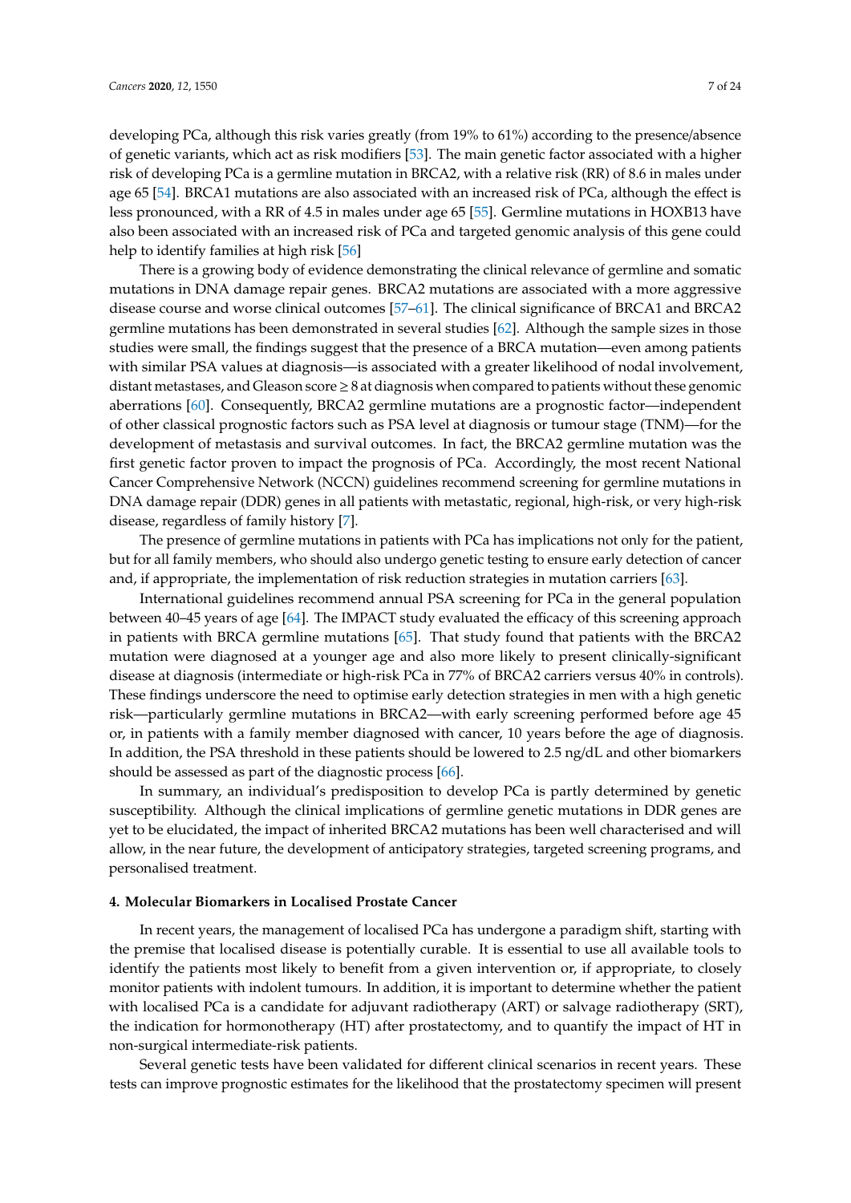developing PCa, although this risk varies greatly (from 19% to 61%) according to the presence/absence of genetic variants, which act as risk modifiers [53]. The main genetic factor associated with a higher risk of developing PCa is a germline mutation in BRCA2, with a relative risk (RR) of 8.6 in males under age 65 [54]. BRCA1 mutations are also associated with an increased risk of PCa, although the effect is less pronounced, with a RR of 4.5 in males under age 65 [55]. Germline mutations in HOXB13 have also been associated with an increased risk of PCa and targeted genomic analysis of this gene could help to identify families at high risk [56]

There is a growing body of evidence demonstrating the clinical relevance of germline and somatic mutations in DNA damage repair genes. BRCA2 mutations are associated with a more aggressive disease course and worse clinical outcomes [57–61]. The clinical significance of BRCA1 and BRCA2 germline mutations has been demonstrated in several studies [62]. Although the sample sizes in those studies were small, the findings suggest that the presence of a BRCA mutation—even among patients with similar PSA values at diagnosis—is associated with a greater likelihood of nodal involvement, distant metastases, and Gleason score $\geq 8$ at diagnosis when compared to patients without these genomic aberrations [60]. Consequently, BRCA2 germline mutations are a prognostic factor—independent of other classical prognostic factors such as PSA level at diagnosis or tumour stage (TNM)—for the development of metastasis and survival outcomes. In fact, the BRCA2 germline mutation was the first genetic factor proven to impact the prognosis of PCa. Accordingly, the most recent National Cancer Comprehensive Network (NCCN) guidelines recommend screening for germline mutations in DNA damage repair (DDR) genes in all patients with metastatic, regional, high-risk, or very high-risk disease, regardless of family history [7].

The presence of germline mutations in patients with PCa has implications not only for the patient, but for all family members, who should also undergo genetic testing to ensure early detection of cancer and, if appropriate, the implementation of risk reduction strategies in mutation carriers [63].

International guidelines recommend annual PSA screening for PCa in the general population between 40–45 years of age [64]. The IMPACT study evaluated the efficacy of this screening approach in patients with BRCA germline mutations [65]. That study found that patients with the BRCA2 mutation were diagnosed at a younger age and also more likely to present clinically-significant disease at diagnosis (intermediate or high-risk PCa in 77% of BRCA2 carriers versus 40% in controls). These findings underscore the need to optimise early detection strategies in men with a high genetic risk—particularly germline mutations in BRCA2—with early screening performed before age 45 or, in patients with a family member diagnosed with cancer, 10 years before the age of diagnosis. In addition, the PSA threshold in these patients should be lowered to 2.5 ng/dL and other biomarkers should be assessed as part of the diagnostic process [66].

In summary, an individual's predisposition to develop PCa is partly determined by genetic susceptibility. Although the clinical implications of germline genetic mutations in DDR genes are yet to be elucidated, the impact of inherited BRCA2 mutations has been well characterised and will allow, in the near future, the development of anticipatory strategies, targeted screening programs, and personalised treatment.

## 4. Molecular Biomarkers in Localised Prostate Cancer

In recent years, the management of localised PCa has undergone a paradigm shift, starting with the premise that localised disease is potentially curable. It is essential to use all available tools to identify the patients most likely to benefit from a given intervention or, if appropriate, to closely monitor patients with indolent tumours. In addition, it is important to determine whether the patient with localised PCa is a candidate for adjuvant radiotherapy (ART) or salvage radiotherapy (SRT), the indication for hormonotherapy (HT) after prostatectomy, and to quantify the impact of HT in non-surgical intermediate-risk patients.

Several genetic tests have been validated for different clinical scenarios in recent years. These tests can improve prognostic estimates for the likelihood that the prostatectomy specimen will present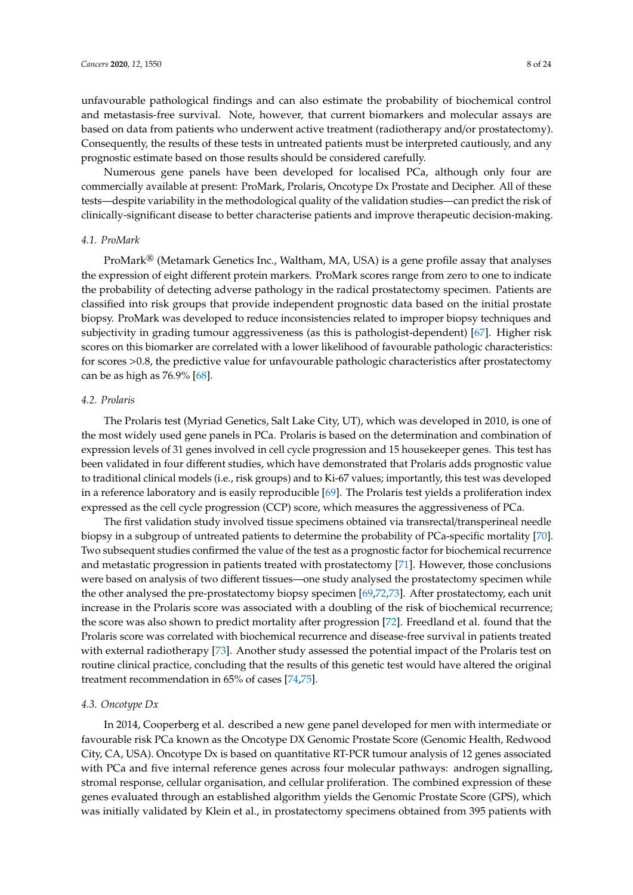unfavourable pathological findings and can also estimate the probability of biochemical control and metastasis-free survival. Note, however, that current biomarkers and molecular assays are based on data from patients who underwent active treatment (radiotherapy and/or prostatectomy). Consequently, the results of these tests in untreated patients must be interpreted cautiously, and any prognostic estimate based on those results should be considered carefully.

Numerous gene panels have been developed for localised PCa, although only four are commercially available at present: ProMark, Prolaris, Oncotype Dx Prostate and Decipher. All of these tests—despite variability in the methodological quality of the validation studies—can predict the risk of clinically-significant disease to better characterise patients and improve therapeutic decision-making.

### 4.1. ProMark

ProMark® (Metamark Genetics Inc., Waltham, MA, USA) is a gene profile assay that analyses the expression of eight different protein markers. ProMark scores range from zero to one to indicate the probability of detecting adverse pathology in the radical prostatectomy specimen. Patients are classified into risk groups that provide independent prognostic data based on the initial prostate biopsy. ProMark was developed to reduce inconsistencies related to improper biopsy techniques and subjectivity in grading tumour aggressiveness (as this is pathologist-dependent) [67]. Higher risk scores on this biomarker are correlated with a lower likelihood of favourable pathologic characteristics: for scores >0.8, the predictive value for unfavourable pathologic characteristics after prostatectomy can be as high as 76.9% [68].

### 4.2. Prolaris

The Prolaris test (Myriad Genetics, Salt Lake City, UT), which was developed in 2010, is one of the most widely used gene panels in PCa. Prolaris is based on the determination and combination of expression levels of 31 genes involved in cell cycle progression and 15 housekeeper genes. This test has been validated in four different studies, which have demonstrated that Prolaris adds prognostic value to traditional clinical models (i.e., risk groups) and to Ki-67 values; importantly, this test was developed in a reference laboratory and is easily reproducible [69]. The Prolaris test yields a proliferation index expressed as the cell cycle progression (CCP) score, which measures the aggressiveness of PCa.

The first validation study involved tissue specimens obtained via transrectal/transperineal needle biopsy in a subgroup of untreated patients to determine the probability of PCa-specific mortality [70]. Two subsequent studies confirmed the value of the test as a prognostic factor for biochemical recurrence and metastatic progression in patients treated with prostatectomy [71]. However, those conclusions were based on analysis of two different tissues—one study analysed the prostatectomy specimen while the other analysed the pre-prostatectomy biopsy specimen [69,72,73]. After prostatectomy, each unit increase in the Prolaris score was associated with a doubling of the risk of biochemical recurrence; the score was also shown to predict mortality after progression [72]. Freedland et al. found that the Prolaris score was correlated with biochemical recurrence and disease-free survival in patients treated with external radiotherapy [73]. Another study assessed the potential impact of the Prolaris test on routine clinical practice, concluding that the results of this genetic test would have altered the original treatment recommendation in 65% of cases [74,75].

### 4.3. Oncotype Dx

In 2014, Cooperberg et al. described a new gene panel developed for men with intermediate or favourable risk PCa known as the Oncotype DX Genomic Prostate Score (Genomic Health, Redwood City, CA, USA). Oncotype Dx is based on quantitative RT-PCR tumour analysis of 12 genes associated with PCa and five internal reference genes across four molecular pathways: androgen signalling, stromal response, cellular organisation, and cellular proliferation. The combined expression of these genes evaluated through an established algorithm yields the Genomic Prostate Score (GPS), which was initially validated by Klein et al., in prostatectomy specimens obtained from 395 patients with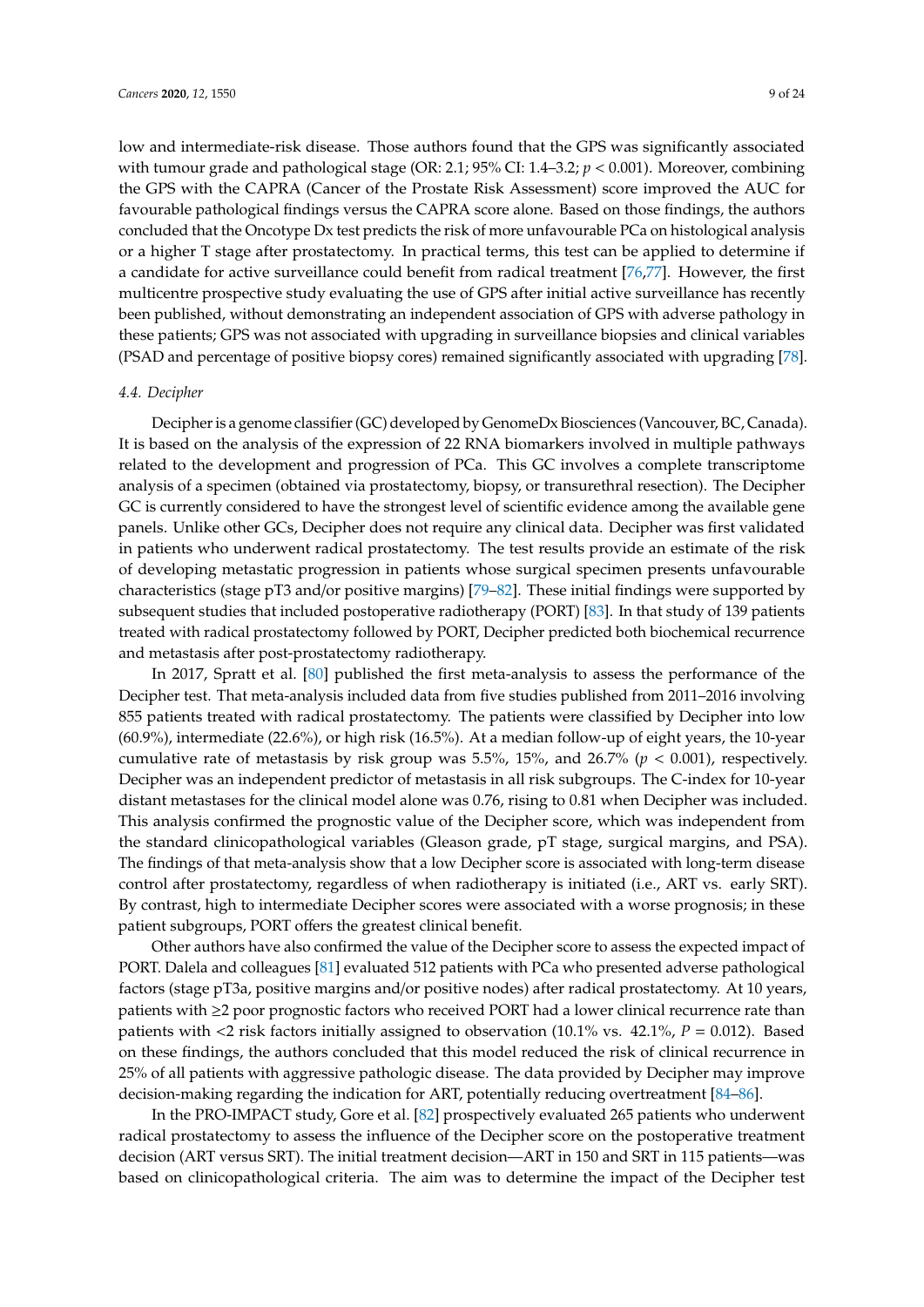low and intermediate-risk disease. Those authors found that the GPS was significantly associated with tumour grade and pathological stage (OR: 2.1; 95% CI: 1.4–3.2; $p < 0.001$). Moreover, combining the GPS with the CAPRA (Cancer of the Prostate Risk Assessment) score improved the AUC for favourable pathological findings versus the CAPRA score alone. Based on those findings, the authors concluded that the Oncotype Dx test predicts the risk of more unfavourable PCa on histological analysis or a higher T stage after prostatectomy. In practical terms, this test can be applied to determine if a candidate for active surveillance could benefit from radical treatment [76,77]. However, the first multicentre prospective study evaluating the use of GPS after initial active surveillance has recently been published, without demonstrating an independent association of GPS with adverse pathology in these patients; GPS was not associated with upgrading in surveillance biopsies and clinical variables (PSAD and percentage of positive biopsy cores) remained significantly associated with upgrading [78].

### 4.4. Decipher

Decipher is a genome classifier (GC) developed by GenomeDx Biosciences (Vancouver, BC, Canada). It is based on the analysis of the expression of 22 RNA biomarkers involved in multiple pathways related to the development and progression of PCa. This GC involves a complete transcriptome analysis of a specimen (obtained via prostatectomy, biopsy, or transurethral resection). The Decipher GC is currently considered to have the strongest level of scientific evidence among the available gene panels. Unlike other GCs, Decipher does not require any clinical data. Decipher was first validated in patients who underwent radical prostatectomy. The test results provide an estimate of the risk of developing metastatic progression in patients whose surgical specimen presents unfavourable characteristics (stage pT3 and/or positive margins) [79–82]. These initial findings were supported by subsequent studies that included postoperative radiotherapy (PORT) [83]. In that study of 139 patients treated with radical prostatectomy followed by PORT, Decipher predicted both biochemical recurrence and metastasis after post-prostatectomy radiotherapy.

In 2017, Spratt et al. [80] published the first meta-analysis to assess the performance of the Decipher test. That meta-analysis included data from five studies published from 2011–2016 involving 855 patients treated with radical prostatectomy. The patients were classified by Decipher into low (60.9%), intermediate (22.6%), or high risk (16.5%). At a median follow-up of eight years, the 10-year cumulative rate of metastasis by risk group was 5.5%, 15%, and 26.7% ($p < 0.001$), respectively. Decipher was an independent predictor of metastasis in all risk subgroups. The C-index for 10-year distant metastases for the clinical model alone was 0.76, rising to 0.81 when Decipher was included. This analysis confirmed the prognostic value of the Decipher score, which was independent from the standard clinicopathological variables (Gleason grade, pT stage, surgical margins, and PSA). The findings of that meta-analysis show that a low Decipher score is associated with long-term disease control after prostatectomy, regardless of when radiotherapy is initiated (i.e., ART vs. early SRT). By contrast, high to intermediate Decipher scores were associated with a worse prognosis; in these patient subgroups, PORT offers the greatest clinical benefit.

Other authors have also confirmed the value of the Decipher score to assess the expected impact of PORT. Dalela and colleagues [81] evaluated 512 patients with PCa who presented adverse pathological factors (stage pT3a, positive margins and/or positive nodes) after radical prostatectomy. At 10 years, patients with ≥2 poor prognostic factors who received PORT had a lower clinical recurrence rate than patients with <2 risk factors initially assigned to observation (10.1% vs. 42.1%, $P = 0.012$). Based on these findings, the authors concluded that this model reduced the risk of clinical recurrence in 25% of all patients with aggressive pathologic disease. The data provided by Decipher may improve decision-making regarding the indication for ART, potentially reducing overtreatment [84–86].

In the PRO-IMPACT study, Gore et al. [82] prospectively evaluated 265 patients who underwent radical prostatectomy to assess the influence of the Decipher score on the postoperative treatment decision (ART versus SRT). The initial treatment decision—ART in 150 and SRT in 115 patients—was based on clinicopathological criteria. The aim was to determine the impact of the Decipher test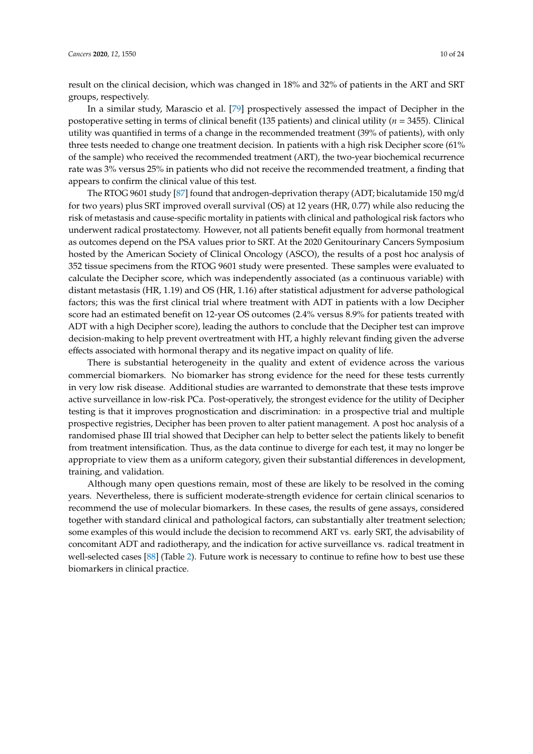result on the clinical decision, which was changed in 18% and 32% of patients in the ART and SRT groups, respectively.

In a similar study, Marascio et al. [79] prospectively assessed the impact of Decipher in the postoperative setting in terms of clinical benefit (135 patients) and clinical utility ($n$ = 3455). Clinical utility was quantified in terms of a change in the recommended treatment (39% of patients), with only three tests needed to change one treatment decision. In patients with a high risk Decipher score (61% of the sample) who received the recommended treatment (ART), the two-year biochemical recurrence rate was 3% versus 25% in patients who did not receive the recommended treatment, a finding that appears to confirm the clinical value of this test.

The RTOG 9601 study [87] found that androgen-deprivation therapy (ADT; bicalutamide 150 mg/d for two years) plus SRT improved overall survival (OS) at 12 years (HR, 0.77) while also reducing the risk of metastasis and cause-specific mortality in patients with clinical and pathological risk factors who underwent radical prostatectomy. However, not all patients benefit equally from hormonal treatment as outcomes depend on the PSA values prior to SRT. At the 2020 Genitourinary Cancers Symposium hosted by the American Society of Clinical Oncology (ASCO), the results of a post hoc analysis of 352 tissue specimens from the RTOG 9601 study were presented. These samples were evaluated to calculate the Decipher score, which was independently associated (as a continuous variable) with distant metastasis (HR, 1.19) and OS (HR, 1.16) after statistical adjustment for adverse pathological factors; this was the first clinical trial where treatment with ADT in patients with a low Decipher score had an estimated benefit on 12-year OS outcomes (2.4% versus 8.9% for patients treated with ADT with a high Decipher score), leading the authors to conclude that the Decipher test can improve decision-making to help prevent overtreatment with HT, a highly relevant finding given the adverse effects associated with hormonal therapy and its negative impact on quality of life.

There is substantial heterogeneity in the quality and extent of evidence across the various commercial biomarkers. No biomarker has strong evidence for the need for these tests currently in very low risk disease. Additional studies are warranted to demonstrate that these tests improve active surveillance in low-risk PCa. Post-operatively, the strongest evidence for the utility of Decipher testing is that it improves prognostication and discrimination: in a prospective trial and multiple prospective registries, Decipher has been proven to alter patient management. A post hoc analysis of a randomised phase III trial showed that Decipher can help to better select the patients likely to benefit from treatment intensification. Thus, as the data continue to diverge for each test, it may no longer be appropriate to view them as a uniform category, given their substantial differences in development, training, and validation.

Although many open questions remain, most of these are likely to be resolved in the coming years. Nevertheless, there is sufficient moderate-strength evidence for certain clinical scenarios to recommend the use of molecular biomarkers. In these cases, the results of gene assays, considered together with standard clinical and pathological factors, can substantially alter treatment selection; some examples of this would include the decision to recommend ART vs. early SRT, the advisability of concomitant ADT and radiotherapy, and the indication for active surveillance vs. radical treatment in well-selected cases [88] (Table 2). Future work is necessary to continue to refine how to best use these biomarkers in clinical practice.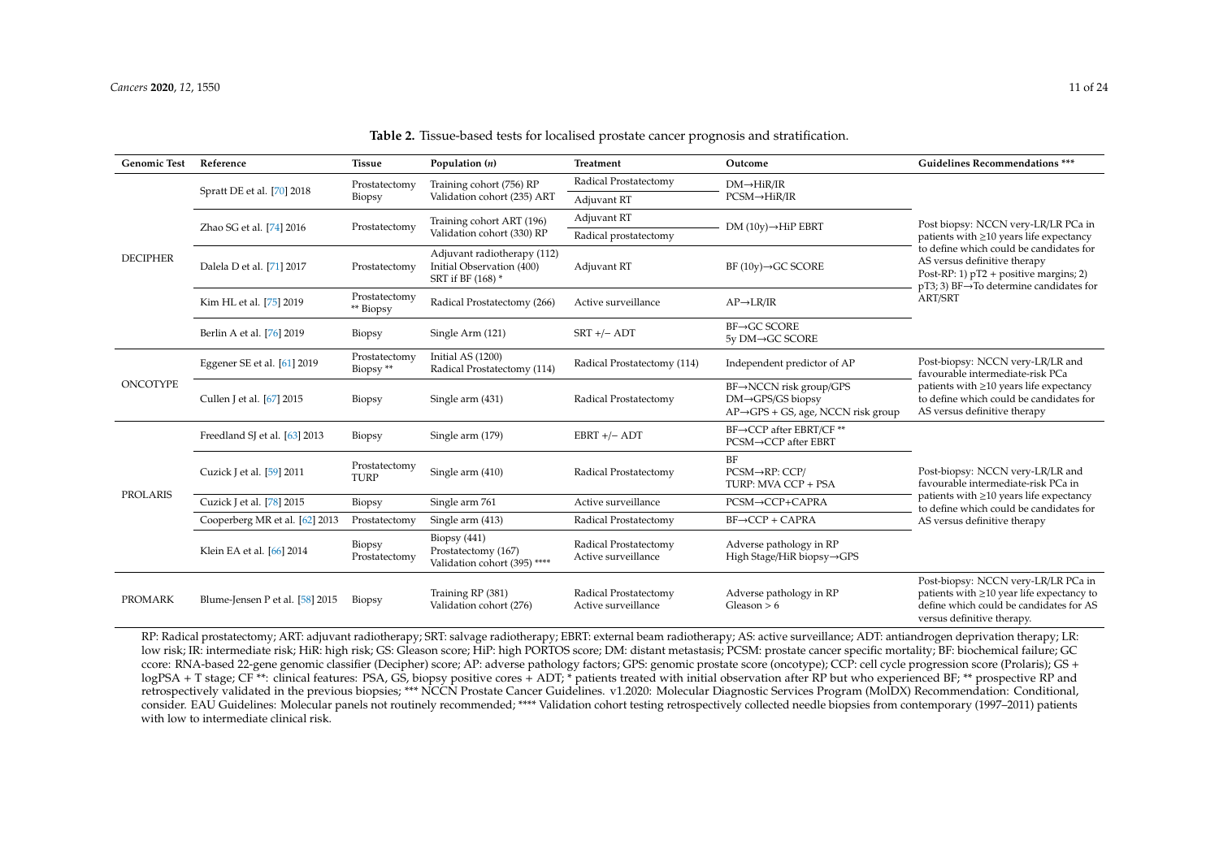**Table 2.** Tissue-based tests for localised prostate cancer prognosis and stratification.

| Genomic Test | Reference | Tissue | Population (n) | Treatment | Outcome | Guidelines Recommendations *** |
|---|---|---|---|---|---|---|
| DECIPHER | Spratt DE et al. [70] 2018 | Prostatectomy Biopsy | Training cohort (756) RP Validation cohort (235) ART | Radical Prostatectomy | DM→HiR/IR PCSM→HiR/IR | Post biopsy: NCCN very-LR/LR PCa in patients with ≥10 years life expectancy to define which could be candidates for AS versus definitive therapy Post-RP: 1) pT2 + positive margins; 2) pT3; 3) BF→To determine candidates for ART/SRT |
| | | | | Adjuvant RT | | |
| | Zhao SG et al. [74] 2016 | Prostatectomy | Training cohort ART (196) Validation cohort (330) RP | Adjuvant RT | DM (10y)→HiP EBRT | |
| | | | | Radical prostatectomy | | |
| | Dalela D et al. [71] 2017 | Prostatectomy | Adjuvant radiotherapy (112) Initial Observation (400) SRT if BF (168) * | Adjuvant RT | BF (10y)→GC SCORE | |
| | Kim HL et al. [75] 2019 | Prostatectomy ** Biopsy | Radical Prostatectomy (266) | Active surveillance | AP→LR/IR | |
| | Berlin A et al. [76] 2019 | Biopsy | Single Arm (121) | SRT +/− ADT | BF→GC SCORE 5y DM→GC SCORE | |
| ONCOTYPE | Eggener SE et al. [61] 2019 | Prostatectomy Biopsy ** | Initial AS (1200) Radical Prostatectomy (114) | Radical Prostatectomy (114) | Independent predictor of AP | Post-biopsy: NCCN very-LR/LR and favourable intermediate-risk PCa patients with ≥10 years life expectancy to define which could be candidates for AS versus definitive therapy |
| | Cullen J et al. [67] 2015 | Biopsy | Single arm (431) | Radical Prostatectomy | BF→NCCN risk group/GPS DM→GPS/GS biopsy AP→GPS + GS, age, NCCN risk group | |
| PROLARIS | Freedland SJ et al. [63] 2013 | Biopsy | Single arm (179) | EBRT +/− ADT | BF→CCP after EBRT/CF ** PCSM→CCP after EBRT | Post-biopsy: NCCN very-LR/LR and favourable intermediate-risk PCa in patients with ≥10 years life expectancy to define which could be candidates for AS versus definitive therapy |
| | Cuzick J et al. [59] 2011 | Prostatectomy TURP | Single arm (410) | Radical Prostatectomy | BF PCSM→RP: CCP/ TURP: MVA CCP + PSA | |
| | Cuzick J et al. [78] 2015 | Biopsy | Single arm 761 | Active surveillance | PCSM→CCP+CAPRA | |
| | Cooperberg MR et al. [62] 2013 | Prostatectomy | Single arm (413) | Radical Prostatectomy | BF→CCP + CAPRA | |
| | Klein EA et al. [66] 2014 | Biopsy Prostatectomy | Biopsy (441) Prostatectomy (167) Validation cohort (395) **** | Radical Prostatectomy Active surveillance | Adverse pathology in RP High Stage/HiR biopsy→GPS | |
| PROMARK | Blume-Jensen P et al. [58] 2015 | Biopsy | Training RP (381) Validation cohort (276) | Radical Prostatectomy Active surveillance | Adverse pathology in RP Gleason > 6 | Post-biopsy: NCCN very-LR/LR PCa in patients with ≥10 year life expectancy to define which could be candidates for AS versus definitive therapy. |

RP: Radical prostatectomy; ART: adjuvant radiotherapy; SRT: salvage radiotherapy; EBRT: external beam radiotherapy; AS: active surveillance; ADT: antiandrogen deprivation therapy; LR: low risk; IR: intermediate risk; HiR: high risk; GS: Gleason score; HiP: high PORTOS score; DM: distant metastasis; PCSM: prostate cancer specific mortality; BF: biochemical failure; GC ccore: RNA-based 22-gene genomic classifier (Decipher) score; AP: adverse pathology factors; GPS: genomic prostate score (oncotype); CCP: cell cycle progression score (Prolaris); GS + logPSA + T stage; CF **: clinical features: PSA, GS, biopsy positive cores + ADT; * patients treated with initial observation after RP but who experienced BF; ** prospective RP and retrospectively validated in the previous biopsies; *** NCCN Prostate Cancer Guidelines. v1.2020: Molecular Diagnostic Services Program (MolDX) Recommendation: Conditional, consider. EAU Guidelines: Molecular panels not routinely recommended; **** Validation cohort testing retrospectively collected needle biopsies from contemporary (1997–2011) patients with low to intermediate clinical risk.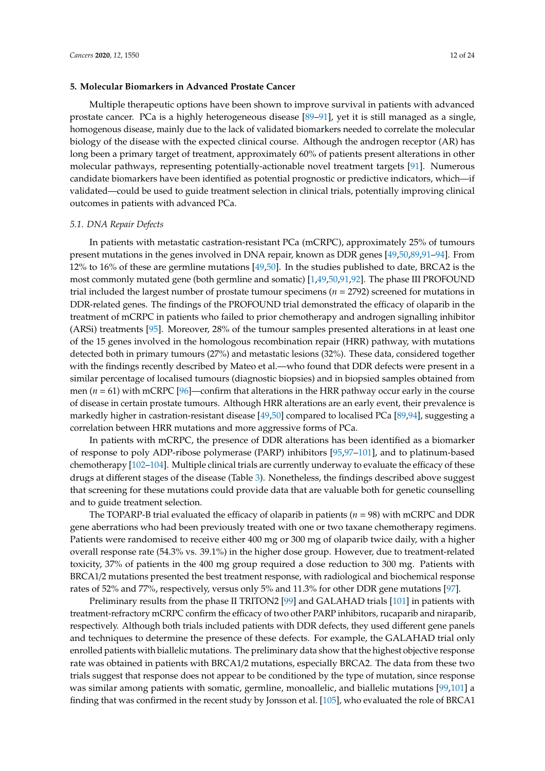## 5. Molecular Biomarkers in Advanced Prostate Cancer

Multiple therapeutic options have been shown to improve survival in patients with advanced prostate cancer. PCa is a highly heterogeneous disease [89–91], yet it is still managed as a single, homogenous disease, mainly due to the lack of validated biomarkers needed to correlate the molecular biology of the disease with the expected clinical course. Although the androgen receptor (AR) has long been a primary target of treatment, approximately 60% of patients present alterations in other molecular pathways, representing potentially-actionable novel treatment targets [91]. Numerous candidate biomarkers have been identified as potential prognostic or predictive indicators, which—if validated—could be used to guide treatment selection in clinical trials, potentially improving clinical outcomes in patients with advanced PCa.

### 5.1. DNA Repair Defects

In patients with metastatic castration-resistant PCa (mCRPC), approximately 25% of tumours present mutations in the genes involved in DNA repair, known as DDR genes [49,50,89,91–94]. From 12% to 16% of these are germline mutations [49,50]. In the studies published to date, BRCA2 is the most commonly mutated gene (both germline and somatic) [1,49,50,91,92]. The phase III PROFOUND trial included the largest number of prostate tumour specimens ($n$ = 2792) screened for mutations in DDR-related genes. The findings of the PROFOUND trial demonstrated the efficacy of olaparib in the treatment of mCRPC in patients who failed to prior chemotherapy and androgen signalling inhibitor (ARSi) treatments [95]. Moreover, 28% of the tumour samples presented alterations in at least one of the 15 genes involved in the homologous recombination repair (HRR) pathway, with mutations detected both in primary tumours (27%) and metastatic lesions (32%). These data, considered together with the findings recently described by Mateo et al.—who found that DDR defects were present in a similar percentage of localised tumours (diagnostic biopsies) and in biopsied samples obtained from men ($n$ = 61) with mCRPC [96]—confirm that alterations in the HRR pathway occur early in the course of disease in certain prostate tumours. Although HRR alterations are an early event, their prevalence is markedly higher in castration-resistant disease [49,50] compared to localised PCa [89,94], suggesting a correlation between HRR mutations and more aggressive forms of PCa.

In patients with mCRPC, the presence of DDR alterations has been identified as a biomarker of response to poly ADP-ribose polymerase (PARP) inhibitors [95,97–101], and to platinum-based chemotherapy [102–104]. Multiple clinical trials are currently underway to evaluate the efficacy of these drugs at different stages of the disease (Table 3). Nonetheless, the findings described above suggest that screening for these mutations could provide data that are valuable both for genetic counselling and to guide treatment selection.

The TOPARP-B trial evaluated the efficacy of olaparib in patients ($n$ = 98) with mCRPC and DDR gene aberrations who had been previously treated with one or two taxane chemotherapy regimens. Patients were randomised to receive either 400 mg or 300 mg of olaparib twice daily, with a higher overall response rate (54.3% vs. 39.1%) in the higher dose group. However, due to treatment-related toxicity, 37% of patients in the 400 mg group required a dose reduction to 300 mg. Patients with BRCA1/2 mutations presented the best treatment response, with radiological and biochemical response rates of 52% and 77%, respectively, versus only 5% and 11.3% for other DDR gene mutations [97].

Preliminary results from the phase II TRITON2 [99] and GALAHAD trials [101] in patients with treatment-refractory mCRPC confirm the efficacy of two other PARP inhibitors, rucaparib and niraparib, respectively. Although both trials included patients with DDR defects, they used different gene panels and techniques to determine the presence of these defects. For example, the GALAHAD trial only enrolled patients with biallelic mutations. The preliminary data show that the highest objective response rate was obtained in patients with BRCA1/2 mutations, especially BRCA2. The data from these two trials suggest that response does not appear to be conditioned by the type of mutation, since response was similar among patients with somatic, germline, monoallelic, and biallelic mutations [99,101] a finding that was confirmed in the recent study by Jonsson et al. [105], who evaluated the role of BRCA1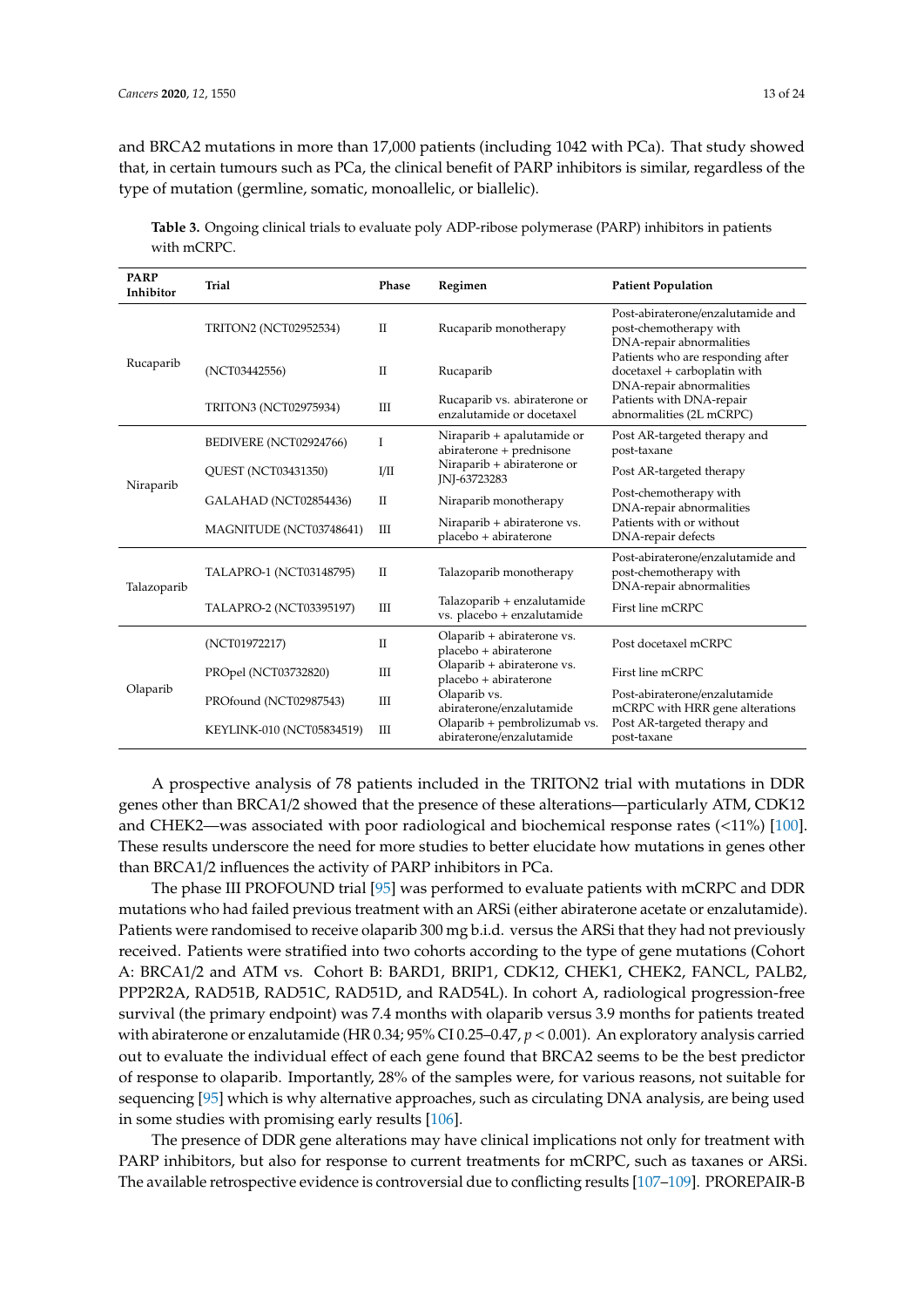and BRCA2 mutations in more than 17,000 patients (including 1042 with PCa). That study showed that, in certain tumours such as PCa, the clinical benefit of PARP inhibitors is similar, regardless of the type of mutation (germline, somatic, monoallelic, or biallelic).

**Table 3.** Ongoing clinical trials to evaluate poly ADP-ribose polymerase (PARP) inhibitors in patients with mCRPC.

| PARP Inhibitor | Trial | Phase | Regimen | Patient Population |
|---|---|---|---|---|
| Rucaparib | TRITON2 (NCT02952534) | II | Rucaparib monotherapy | Post-abiraterone/enzalutamide and post-chemotherapy with DNA-repair abnormalities |
| | (NCT03442556) | II | Rucaparib | Patients who are responding after docetaxel + carboplatin with DNA-repair abnormalities |
| | TRITON3 (NCT02975934) | III | Rucaparib vs. abiraterone or enzalutamide or docetaxel | Patients with DNA-repair abnormalities (2L mCRPC) |
| Niraparib | BEDIVERE (NCT02924766) | I | Niraparib + apalutamide or abiraterone + prednisone | Post AR-targeted therapy and post-taxane |
| | QUEST (NCT03431350) | I/II | Niraparib + abiraterone or JNJ-63723283 | Post AR-targeted therapy |
| | GALAHAD (NCT02854436) | II | Niraparib monotherapy | Post-chemotherapy with DNA-repair abnormalities |
| | MAGNITUDE (NCT03748641) | III | Niraparib + abiraterone vs. placebo + abiraterone | Patients with or without DNA-repair defects |
| Talazoparib | TALAPRO-1 (NCT03148795) | II | Talazoparib monotherapy | Post-abiraterone/enzalutamide and post-chemotherapy with DNA-repair abnormalities |
| | TALAPRO-2 (NCT03395197) | III | Talazoparib + enzalutamide vs. placebo + enzalutamide | First line mCRPC |
| Olaparib | (NCT01972217) | II | Olaparib + abiraterone vs. placebo + abiraterone | Post docetaxel mCRPC |
| | PROpel (NCT03732820) | III | Olaparib + abiraterone vs. placebo + abiraterone | First line mCRPC |
| | PROfound (NCT02987543) | III | Olaparib vs. abiraterone/enzalutamide | Post-abiraterone/enzalutamide mCRPC with HRR gene alterations |
| | KEYLINK-010 (NCT05834519) | III | Olaparib + pembrolizumab vs. abiraterone/enzalutamide | Post AR-targeted therapy and post-taxane |

A prospective analysis of 78 patients included in the TRITON2 trial with mutations in DDR genes other than BRCA1/2 showed that the presence of these alterations—particularly ATM, CDK12 and CHEK2—was associated with poor radiological and biochemical response rates (<11%) [100]. These results underscore the need for more studies to better elucidate how mutations in genes other than BRCA1/2 influences the activity of PARP inhibitors in PCa.

The phase III PROFOUND trial [95] was performed to evaluate patients with mCRPC and DDR mutations who had failed previous treatment with an ARSi (either abiraterone acetate or enzalutamide). Patients were randomised to receive olaparib 300 mg b.i.d. versus the ARSi that they had not previously received. Patients were stratified into two cohorts according to the type of gene mutations (Cohort A: BRCA1/2 and ATM vs. Cohort B: BARD1, BRIP1, CDK12, CHEK1, CHEK2, FANCL, PALB2, PPP2R2A, RAD51B, RAD51C, RAD51D, and RAD54L). In cohort A, radiological progression-free survival (the primary endpoint) was 7.4 months with olaparib versus 3.9 months for patients treated with abiraterone or enzalutamide (HR 0.34; 95% CI 0.25–0.47, $p < 0.001$). An exploratory analysis carried out to evaluate the individual effect of each gene found that BRCA2 seems to be the best predictor of response to olaparib. Importantly, 28% of the samples were, for various reasons, not suitable for sequencing [95] which is why alternative approaches, such as circulating DNA analysis, are being used in some studies with promising early results [106].

The presence of DDR gene alterations may have clinical implications not only for treatment with PARP inhibitors, but also for response to current treatments for mCRPC, such as taxanes or ARSi. The available retrospective evidence is controversial due to conflicting results [107–109]. PROREPAIR-B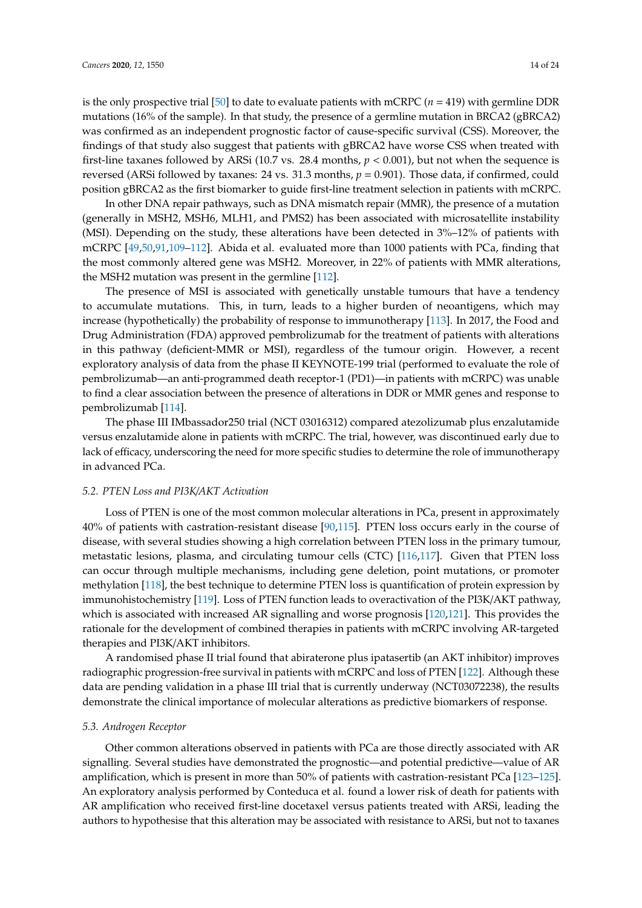is the only prospective trial [50] to date to evaluate patients with mCRPC ($n$ = 419) with germline DDR mutations (16% of the sample). In that study, the presence of a germline mutation in BRCA2 (gBRCA2) was confirmed as an independent prognostic factor of cause-specific survival (CSS). Moreover, the findings of that study also suggest that patients with gBRCA2 have worse CSS when treated with first-line taxanes followed by ARSi (10.7 vs. 28.4 months, $p < 0.001$), but not when the sequence is reversed (ARSi followed by taxanes: 24 vs. 31.3 months, $p = 0.901$). Those data, if confirmed, could position gBRCA2 as the first biomarker to guide first-line treatment selection in patients with mCRPC.

In other DNA repair pathways, such as DNA mismatch repair (MMR), the presence of a mutation (generally in MSH2, MSH6, MLH1, and PMS2) has been associated with microsatellite instability (MSI). Depending on the study, these alterations have been detected in 3%–12% of patients with mCRPC [49,50,91,109–112]. Abida et al. evaluated more than 1000 patients with PCa, finding that the most commonly altered gene was MSH2. Moreover, in 22% of patients with MMR alterations, the MSH2 mutation was present in the germline [112].

The presence of MSI is associated with genetically unstable tumours that have a tendency to accumulate mutations. This, in turn, leads to a higher burden of neoantigens, which may increase (hypothetically) the probability of response to immunotherapy [113]. In 2017, the Food and Drug Administration (FDA) approved pembrolizumab for the treatment of patients with alterations in this pathway (deficient-MMR or MSI), regardless of the tumour origin. However, a recent exploratory analysis of data from the phase II KEYNOTE-199 trial (performed to evaluate the role of pembrolizumab—an anti-programmed death receptor-1 (PD1)—in patients with mCRPC) was unable to find a clear association between the presence of alterations in DDR or MMR genes and response to pembrolizumab [114].

The phase III IMbassador250 trial (NCT 03016312) compared atezolizumab plus enzalutamide versus enzalutamide alone in patients with mCRPC. The trial, however, was discontinued early due to lack of efficacy, underscoring the need for more specific studies to determine the role of immunotherapy in advanced PCa.

### 5.2. PTEN Loss and PI3K/AKT Activation

Loss of PTEN is one of the most common molecular alterations in PCa, present in approximately 40% of patients with castration-resistant disease [90,115]. PTEN loss occurs early in the course of disease, with several studies showing a high correlation between PTEN loss in the primary tumour, metastatic lesions, plasma, and circulating tumour cells (CTC) [116,117]. Given that PTEN loss can occur through multiple mechanisms, including gene deletion, point mutations, or promoter methylation [118], the best technique to determine PTEN loss is quantification of protein expression by immunohistochemistry [119]. Loss of PTEN function leads to overactivation of the PI3K/AKT pathway, which is associated with increased AR signalling and worse prognosis [120,121]. This provides the rationale for the development of combined therapies in patients with mCRPC involving AR-targeted therapies and PI3K/AKT inhibitors.

A randomised phase II trial found that abiraterone plus ipatasertib (an AKT inhibitor) improves radiographic progression-free survival in patients with mCRPC and loss of PTEN [122]. Although these data are pending validation in a phase III trial that is currently underway (NCT03072238), the results demonstrate the clinical importance of molecular alterations as predictive biomarkers of response.

### 5.3. Androgen Receptor

Other common alterations observed in patients with PCa are those directly associated with AR signalling. Several studies have demonstrated the prognostic—and potential predictive—value of AR amplification, which is present in more than 50% of patients with castration-resistant PCa [123–125]. An exploratory analysis performed by Conteduca et al. found a lower risk of death for patients with AR amplification who received first-line docetaxel versus patients treated with ARSi, leading the authors to hypothesise that this alteration may be associated with resistance to ARSi, but not to taxanes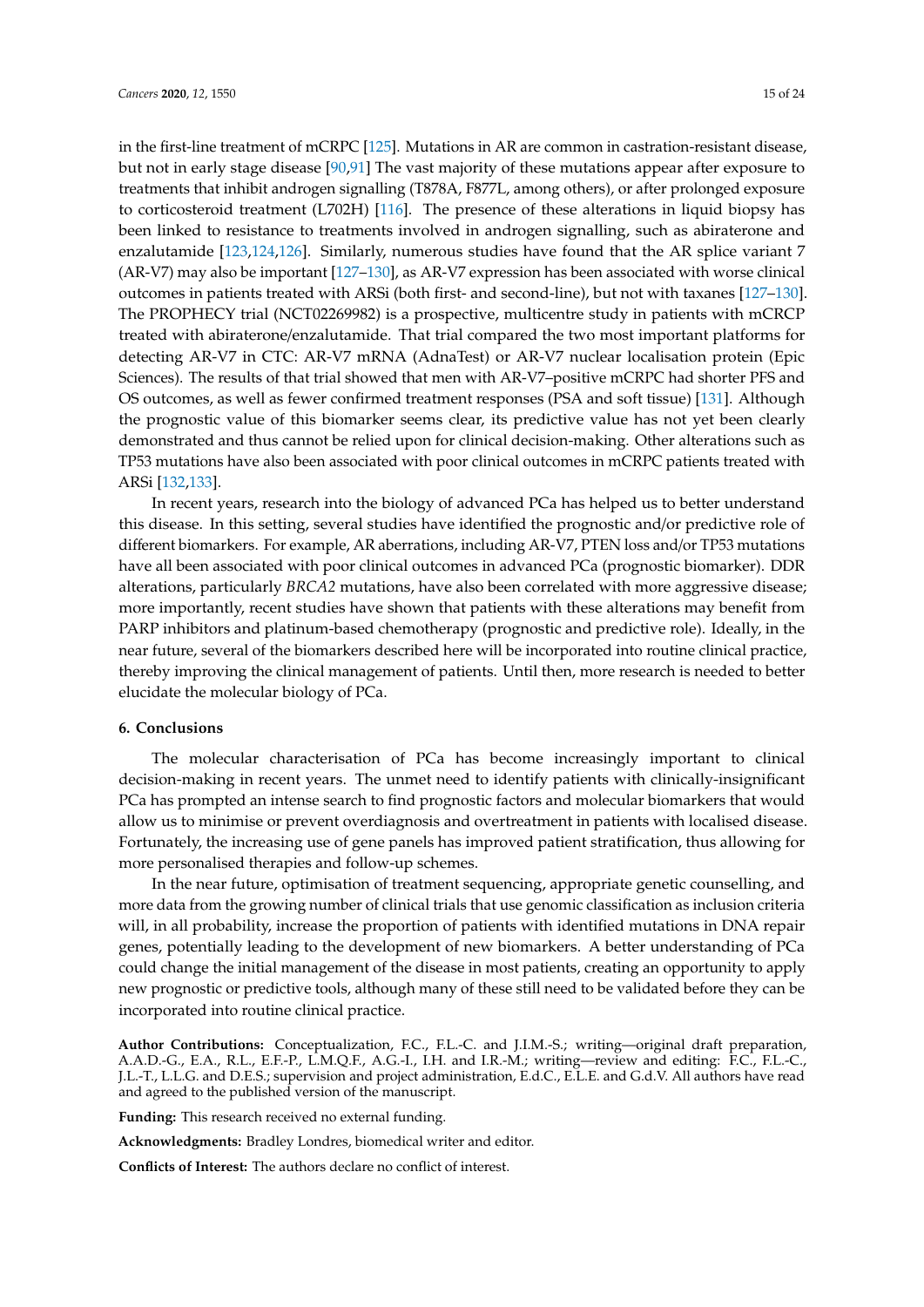in the first-line treatment of mCRPC [125]. Mutations in AR are common in castration-resistant disease, but not in early stage disease [90,91] The vast majority of these mutations appear after exposure to treatments that inhibit androgen signalling (T878A, F877L, among others), or after prolonged exposure to corticosteroid treatment (L702H) [116]. The presence of these alterations in liquid biopsy has been linked to resistance to treatments involved in androgen signalling, such as abiraterone and enzalutamide [123,124,126]. Similarly, numerous studies have found that the AR splice variant 7 (AR-V7) may also be important [127–130], as AR-V7 expression has been associated with worse clinical outcomes in patients treated with ARSi (both first- and second-line), but not with taxanes [127–130]. The PROPHECY trial (NCT02269982) is a prospective, multicentre study in patients with mCRCP treated with abiraterone/enzalutamide. That trial compared the two most important platforms for detecting AR-V7 in CTC: AR-V7 mRNA (AdnaTest) or AR-V7 nuclear localisation protein (Epic Sciences). The results of that trial showed that men with AR-V7–positive mCRPC had shorter PFS and OS outcomes, as well as fewer confirmed treatment responses (PSA and soft tissue) [131]. Although the prognostic value of this biomarker seems clear, its predictive value has not yet been clearly demonstrated and thus cannot be relied upon for clinical decision-making. Other alterations such as TP53 mutations have also been associated with poor clinical outcomes in mCRPC patients treated with ARSi [132,133].

In recent years, research into the biology of advanced PCa has helped us to better understand this disease. In this setting, several studies have identified the prognostic and/or predictive role of different biomarkers. For example, AR aberrations, including AR-V7, PTEN loss and/or TP53 mutations have all been associated with poor clinical outcomes in advanced PCa (prognostic biomarker). DDR alterations, particularly *BRCA2* mutations, have also been correlated with more aggressive disease; more importantly, recent studies have shown that patients with these alterations may benefit from PARP inhibitors and platinum-based chemotherapy (prognostic and predictive role). Ideally, in the near future, several of the biomarkers described here will be incorporated into routine clinical practice, thereby improving the clinical management of patients. Until then, more research is needed to better elucidate the molecular biology of PCa.

## 6. Conclusions

The molecular characterisation of PCa has become increasingly important to clinical decision-making in recent years. The unmet need to identify patients with clinically-insignificant PCa has prompted an intense search to find prognostic factors and molecular biomarkers that would allow us to minimise or prevent overdiagnosis and overtreatment in patients with localised disease. Fortunately, the increasing use of gene panels has improved patient stratification, thus allowing for more personalised therapies and follow-up schemes.

In the near future, optimisation of treatment sequencing, appropriate genetic counselling, and more data from the growing number of clinical trials that use genomic classification as inclusion criteria will, in all probability, increase the proportion of patients with identified mutations in DNA repair genes, potentially leading to the development of new biomarkers. A better understanding of PCa could change the initial management of the disease in most patients, creating an opportunity to apply new prognostic or predictive tools, although many of these still need to be validated before they can be incorporated into routine clinical practice.

**Author Contributions:** Conceptualization, F.C., F.L.-C. and J.I.M.-S.; writing—original draft preparation, A.A.D.-G., E.A., R.L., E.F.-P., L.M.Q.F., A.G.-I., I.H. and I.R.-M.; writing—review and editing: F.C., F.L.-C., J.L.-T., L.L.G. and D.E.S.; supervision and project administration, E.d.C., E.L.E. and G.d.V. All authors have read and agreed to the published version of the manuscript.

**Funding:** This research received no external funding.

**Acknowledgments:** Bradley Londres, biomedical writer and editor.

**Conflicts of Interest:** The authors declare no conflict of interest.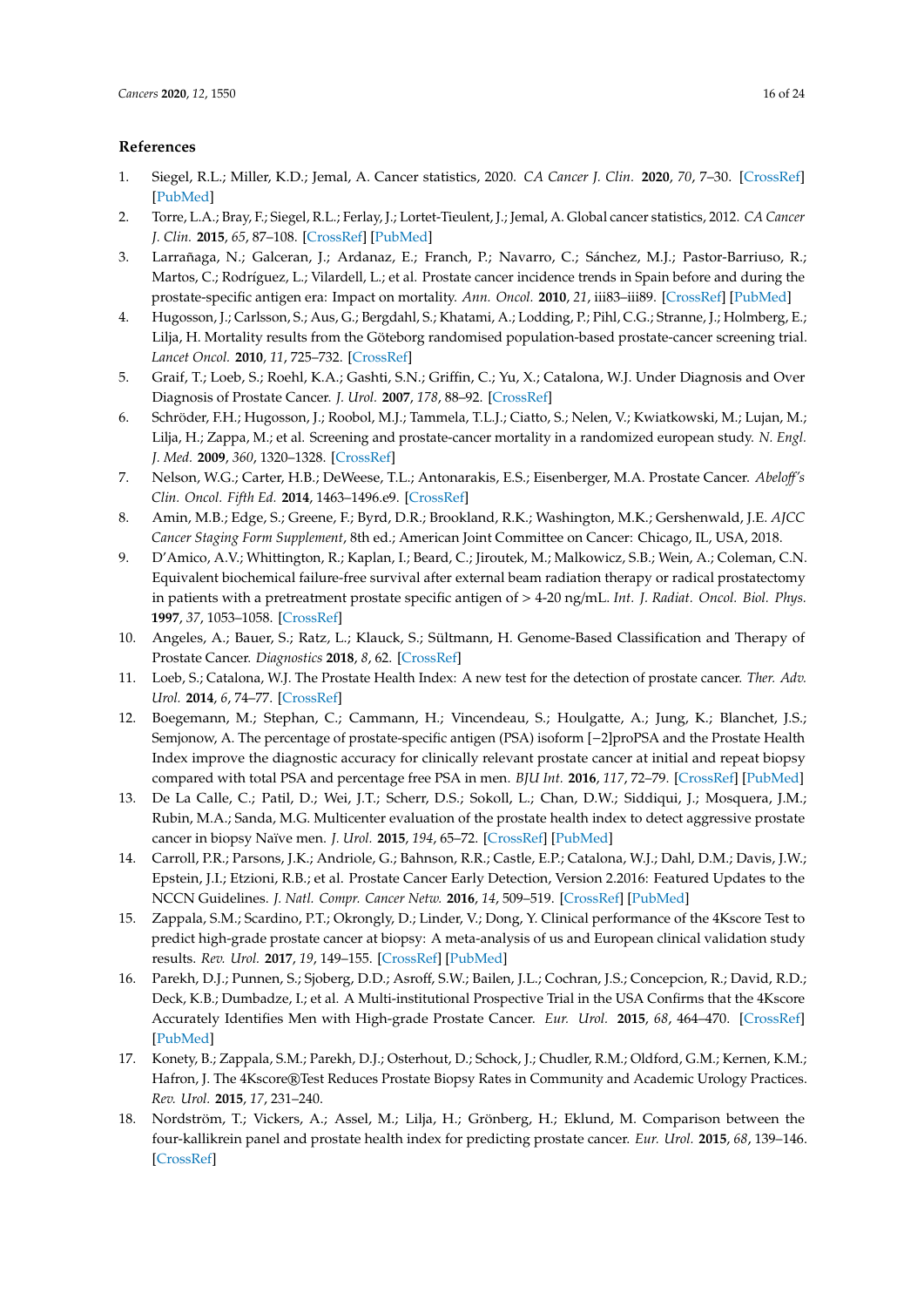## References

1. Siegel, R.L.; Miller, K.D.; Jemal, A. Cancer statistics, 2020. *CA Cancer J. Clin.* **2020**, *70*, 7–30. [CrossRef] [PubMed]
2. Torre, L.A.; Bray, F.; Siegel, R.L.; Ferlay, J.; Lortet-Tieulent, J.; Jemal, A. Global cancer statistics, 2012. *CA Cancer J. Clin.* **2015**, *65*, 87–108. [CrossRef] [PubMed]
3. Larrañaga, N.; Galceran, J.; Ardanaz, E.; Franch, P.; Navarro, C.; Sánchez, M.J.; Pastor-Barriuso, R.; Martos, C.; Rodríguez, L.; Vilardell, L.; et al. Prostate cancer incidence trends in Spain before and during the prostate-specific antigen era: Impact on mortality. *Ann. Oncol.* **2010**, *21*, iii83–iii89. [CrossRef] [PubMed]
4. Hugosson, J.; Carlsson, S.; Aus, G.; Bergdahl, S.; Khatami, A.; Lodding, P.; Pihl, C.G.; Stranne, J.; Holmberg, E.; Lilja, H. Mortality results from the Göteborg randomised population-based prostate-cancer screening trial. *Lancet Oncol.* **2010**, *11*, 725–732. [CrossRef]
5. Graif, T.; Loeb, S.; Roehl, K.A.; Gashti, S.N.; Griffin, C.; Yu, X.; Catalona, W.J. Under Diagnosis and Over Diagnosis of Prostate Cancer. *J. Urol.* **2007**, *178*, 88–92. [CrossRef]
6. Schröder, F.H.; Hugosson, J.; Roobol, M.J.; Tammela, T.L.J.; Ciatto, S.; Nelen, V.; Kwiatkowski, M.; Lujan, M.; Lilja, H.; Zappa, M.; et al. Screening and prostate-cancer mortality in a randomized european study. *N. Engl. J. Med.* **2009**, *360*, 1320–1328. [CrossRef]
7. Nelson, W.G.; Carter, H.B.; DeWeese, T.L.; Antonarakis, E.S.; Eisenberger, M.A. Prostate Cancer. *Abeloff's Clin. Oncol. Fifth Ed.* **2014**, 1463–1496.e9. [CrossRef]
8. Amin, M.B.; Edge, S.; Greene, F.; Byrd, D.R.; Brookland, R.K.; Washington, M.K.; Gershenwald, J.E. *AJCC Cancer Staging Form Supplement*, 8th ed.; American Joint Committee on Cancer: Chicago, IL, USA, 2018.
9. D'Amico, A.V.; Whittington, R.; Kaplan, I.; Beard, C.; Jiroutek, M.; Malkowicz, S.B.; Wein, A.; Coleman, C.N. Equivalent biochemical failure-free survival after external beam radiation therapy or radical prostatectomy in patients with a pretreatment prostate specific antigen of > 4-20 ng/mL. *Int. J. Radiat. Oncol. Biol. Phys.* **1997**, *37*, 1053–1058. [CrossRef]
10. Angeles, A.; Bauer, S.; Ratz, L.; Klauck, S.; Sültmann, H. Genome-Based Classification and Therapy of Prostate Cancer. *Diagnostics* **2018**, *8*, 62. [CrossRef]
11. Loeb, S.; Catalona, W.J. The Prostate Health Index: A new test for the detection of prostate cancer. *Ther. Adv. Urol.* **2014**, *6*, 74–77. [CrossRef]
12. Boegemann, M.; Stephan, C.; Cammann, H.; Vincendeau, S.; Houlgatte, A.; Jung, K.; Blanchet, J.S.; Semjonow, A. The percentage of prostate-specific antigen (PSA) isoform [−2]proPSA and the Prostate Health Index improve the diagnostic accuracy for clinically relevant prostate cancer at initial and repeat biopsy compared with total PSA and percentage free PSA in men. *BJU Int.* **2016**, *117*, 72–79. [CrossRef] [PubMed]
13. De La Calle, C.; Patil, D.; Wei, J.T.; Scherr, D.S.; Sokoll, L.; Chan, D.W.; Siddiqui, J.; Mosquera, J.M.; Rubin, M.A.; Sanda, M.G. Multicenter evaluation of the prostate health index to detect aggressive prostate cancer in biopsy Naïve men. *J. Urol.* **2015**, *194*, 65–72. [CrossRef] [PubMed]
14. Carroll, P.R.; Parsons, J.K.; Andriole, G.; Bahnson, R.R.; Castle, E.P.; Catalona, W.J.; Dahl, D.M.; Davis, J.W.; Epstein, J.I.; Etzioni, R.B.; et al. Prostate Cancer Early Detection, Version 2.2016: Featured Updates to the NCCN Guidelines. *J. Natl. Compr. Cancer Netw.* **2016**, *14*, 509–519. [CrossRef] [PubMed]
15. Zappala, S.M.; Scardino, P.T.; Okrongly, D.; Linder, V.; Dong, Y. Clinical performance of the 4Kscore Test to predict high-grade prostate cancer at biopsy: A meta-analysis of us and European clinical validation study results. *Rev. Urol.* **2017**, *19*, 149–155. [CrossRef] [PubMed]
16. Parekh, D.J.; Punnen, S.; Sjoberg, D.D.; Asroff, S.W.; Bailen, J.L.; Cochran, J.S.; Concepcion, R.; David, R.D.; Deck, K.B.; Dumbadze, I.; et al. A Multi-institutional Prospective Trial in the USA Confirms that the 4Kscore Accurately Identifies Men with High-grade Prostate Cancer. *Eur. Urol.* **2015**, *68*, 464–470. [CrossRef] [PubMed]
17. Konety, B.; Zappala, S.M.; Parekh, D.J.; Osterhout, D.; Schock, J.; Chudler, R.M.; Oldford, G.M.; Kernen, K.M.; Hafron, J. The 4Kscore®Test Reduces Prostate Biopsy Rates in Community and Academic Urology Practices. *Rev. Urol.* **2015**, *17*, 231–240.
18. Nordström, T.; Vickers, A.; Assel, M.; Lilja, H.; Grönberg, H.; Eklund, M. Comparison between the four-kallikrein panel and prostate health index for predicting prostate cancer. *Eur. Urol.* **2015**, *68*, 139–146. [CrossRef]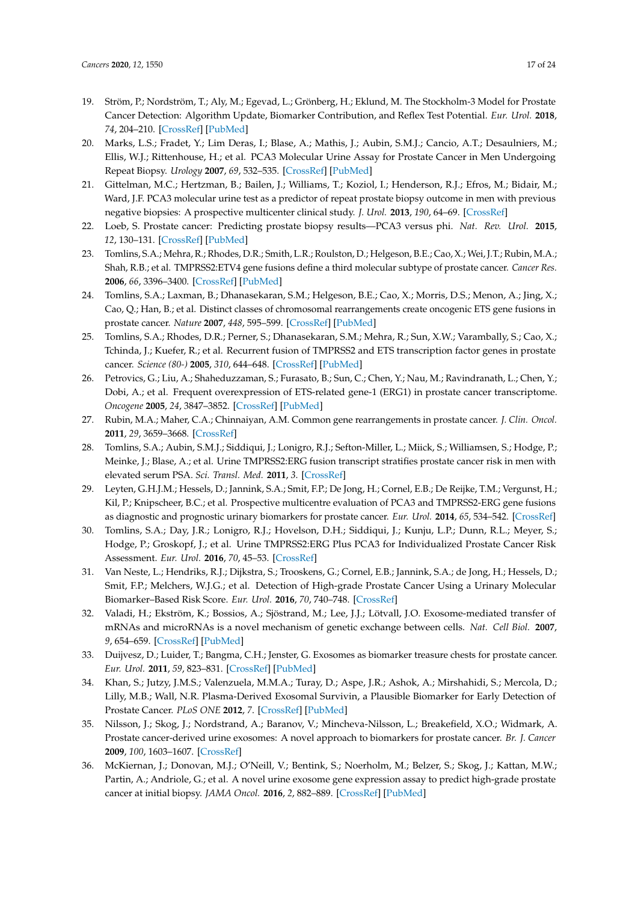19. Ström, P.; Nordström, T.; Aly, M.; Egevad, L.; Grönberg, H.; Eklund, M. The Stockholm-3 Model for Prostate Cancer Detection: Algorithm Update, Biomarker Contribution, and Reflex Test Potential. *Eur. Urol.* **2018**, *74*, 204–210. [CrossRef] [PubMed]
20. Marks, L.S.; Fradet, Y.; Lim Deras, I.; Blase, A.; Mathis, J.; Aubin, S.M.J.; Cancio, A.T.; Desaulniers, M.; Ellis, W.J.; Rittenhouse, H.; et al. PCA3 Molecular Urine Assay for Prostate Cancer in Men Undergoing Repeat Biopsy. *Urology* **2007**, *69*, 532–535. [CrossRef] [PubMed]
21. Gittelman, M.C.; Hertzman, B.; Bailen, J.; Williams, T.; Koziol, I.; Henderson, R.J.; Efros, M.; Bidair, M.; Ward, J.F. PCA3 molecular urine test as a predictor of repeat prostate biopsy outcome in men with previous negative biopsies: A prospective multicenter clinical study. *J. Urol.* **2013**, *190*, 64–69. [CrossRef]
22. Loeb, S. Prostate cancer: Predicting prostate biopsy results—PCA3 versus phi. *Nat. Rev. Urol.* **2015**, *12*, 130–131. [CrossRef] [PubMed]
23. Tomlins, S.A.; Mehra, R.; Rhodes, D.R.; Smith, L.R.; Roulston, D.; Helgeson, B.E.; Cao, X.; Wei, J.T.; Rubin, M.A.; Shah, R.B.; et al. TMPRSS2:ETV4 gene fusions define a third molecular subtype of prostate cancer. *Cancer Res.* **2006**, *66*, 3396–3400. [CrossRef] [PubMed]
24. Tomlins, S.A.; Laxman, B.; Dhanasekaran, S.M.; Helgeson, B.E.; Cao, X.; Morris, D.S.; Menon, A.; Jing, X.; Cao, Q.; Han, B.; et al. Distinct classes of chromosomal rearrangements create oncogenic ETS gene fusions in prostate cancer. *Nature* **2007**, *448*, 595–599. [CrossRef] [PubMed]
25. Tomlins, S.A.; Rhodes, D.R.; Perner, S.; Dhanasekaran, S.M.; Mehra, R.; Sun, X.W.; Varambally, S.; Cao, X.; Tchinda, J.; Kuefer, R.; et al. Recurrent fusion of TMPRSS2 and ETS transcription factor genes in prostate cancer. *Science (80-)* **2005**, *310*, 644–648. [CrossRef] [PubMed]
26. Petrovics, G.; Liu, A.; Shaheduzzaman, S.; Furasato, B.; Sun, C.; Chen, Y.; Nau, M.; Ravindranath, L.; Chen, Y.; Dobi, A.; et al. Frequent overexpression of ETS-related gene-1 (ERG1) in prostate cancer transcriptome. *Oncogene* **2005**, *24*, 3847–3852. [CrossRef] [PubMed]
27. Rubin, M.A.; Maher, C.A.; Chinnaiyan, A.M. Common gene rearrangements in prostate cancer. *J. Clin. Oncol.* **2011**, *29*, 3659–3668. [CrossRef]
28. Tomlins, S.A.; Aubin, S.M.J.; Siddiqui, J.; Lonigro, R.J.; Sefton-Miller, L.; Miick, S.; Williamsen, S.; Hodge, P.; Meinke, J.; Blase, A.; et al. Urine TMPRSS2:ERG fusion transcript stratifies prostate cancer risk in men with elevated serum PSA. *Sci. Transl. Med.* **2011**, *3*. [CrossRef]
29. Leyten, G.H.J.M.; Hessels, D.; Jannink, S.A.; Smit, F.P.; De Jong, H.; Cornel, E.B.; De Reijke, T.M.; Vergunst, H.; Kil, P.; Knipscheer, B.C.; et al. Prospective multicentre evaluation of PCA3 and TMPRSS2-ERG gene fusions as diagnostic and prognostic urinary biomarkers for prostate cancer. *Eur. Urol.* **2014**, *65*, 534–542. [CrossRef]
30. Tomlins, S.A.; Day, J.R.; Lonigro, R.J.; Hovelson, D.H.; Siddiqui, J.; Kunju, L.P.; Dunn, R.L.; Meyer, S.; Hodge, P.; Groskopf, J.; et al. Urine TMPRSS2:ERG Plus PCA3 for Individualized Prostate Cancer Risk Assessment. *Eur. Urol.* **2016**, *70*, 45–53. [CrossRef]
31. Van Neste, L.; Hendriks, R.J.; Dijkstra, S.; Trooskens, G.; Cornel, E.B.; Jannink, S.A.; de Jong, H.; Hessels, D.; Smit, F.P.; Melchers, W.J.G.; et al. Detection of High-grade Prostate Cancer Using a Urinary Molecular Biomarker–Based Risk Score. *Eur. Urol.* **2016**, *70*, 740–748. [CrossRef]
32. Valadi, H.; Ekström, K.; Bossios, A.; Sjöstrand, M.; Lee, J.J.; Lötvall, J.O. Exosome-mediated transfer of mRNAs and microRNAs is a novel mechanism of genetic exchange between cells. *Nat. Cell Biol.* **2007**, *9*, 654–659. [CrossRef] [PubMed]
33. Duijvesz, D.; Luider, T.; Bangma, C.H.; Jenster, G. Exosomes as biomarker treasure chests for prostate cancer. *Eur. Urol.* **2011**, *59*, 823–831. [CrossRef] [PubMed]
34. Khan, S.; Jutzy, J.M.S.; Valenzuela, M.M.A.; Turay, D.; Aspe, J.R.; Ashok, A.; Mirshahidi, S.; Mercola, D.; Lilly, M.B.; Wall, N.R. Plasma-Derived Exosomal Survivin, a Plausible Biomarker for Early Detection of Prostate Cancer. *PLoS ONE* **2012**, *7*. [CrossRef] [PubMed]
35. Nilsson, J.; Skog, J.; Nordstrand, A.; Baranov, V.; Mincheva-Nilsson, L.; Breakefield, X.O.; Widmark, A. Prostate cancer-derived urine exosomes: A novel approach to biomarkers for prostate cancer. *Br. J. Cancer* **2009**, *100*, 1603–1607. [CrossRef]
36. McKiernan, J.; Donovan, M.J.; O'Neill, V.; Bentink, S.; Noerholm, M.; Belzer, S.; Skog, J.; Kattan, M.W.; Partin, A.; Andriole, G.; et al. A novel urine exosome gene expression assay to predict high-grade prostate cancer at initial biopsy. *JAMA Oncol.* **2016**, *2*, 882–889. [CrossRef] [PubMed]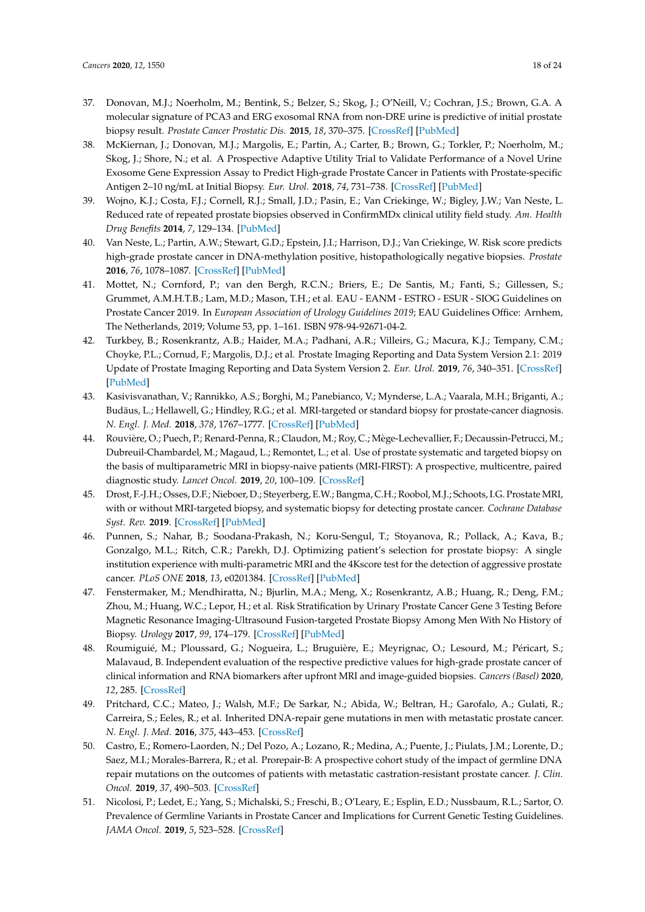37. Donovan, M.J.; Noerholm, M.; Bentink, S.; Belzer, S.; Skog, J.; O'Neill, V.; Cochran, J.S.; Brown, G.A. A molecular signature of PCA3 and ERG exosomal RNA from non-DRE urine is predictive of initial prostate biopsy result. *Prostate Cancer Prostatic Dis.* **2015**, *18*, 370–375. [CrossRef] [PubMed]
38. McKiernan, J.; Donovan, M.J.; Margolis, E.; Partin, A.; Carter, B.; Brown, G.; Torkler, P.; Noerholm, M.; Skog, J.; Shore, N.; et al. A Prospective Adaptive Utility Trial to Validate Performance of a Novel Urine Exosome Gene Expression Assay to Predict High-grade Prostate Cancer in Patients with Prostate-specific Antigen 2–10 ng/mL at Initial Biopsy. *Eur. Urol.* **2018**, *74*, 731–738. [CrossRef] [PubMed]
39. Wojno, K.J.; Costa, F.J.; Cornell, R.J.; Small, J.D.; Pasin, E.; Van Criekinge, W.; Bigley, J.W.; Van Neste, L. Reduced rate of repeated prostate biopsies observed in ConfirmMDx clinical utility field study. *Am. Health Drug Benefits* **2014**, *7*, 129–134. [PubMed]
40. Van Neste, L.; Partin, A.W.; Stewart, G.D.; Epstein, J.I.; Harrison, D.J.; Van Criekinge, W. Risk score predicts high-grade prostate cancer in DNA-methylation positive, histopathologically negative biopsies. *Prostate* **2016**, *76*, 1078–1087. [CrossRef] [PubMed]
41. Mottet, N.; Cornford, P.; van den Bergh, R.C.N.; Briers, E.; De Santis, M.; Fanti, S.; Gillessen, S.; Grummet, A.M.H.T.B.; Lam, M.D.; Mason, T.H.; et al. EAU - EANM - ESTRO - ESUR - SIOG Guidelines on Prostate Cancer 2019. In *European Association of Urology Guidelines 2019*; EAU Guidelines Office: Arnhem, The Netherlands, 2019; Volume 53, pp. 1–161. ISBN 978-94-92671-04-2.
42. Turkbey, B.; Rosenkrantz, A.B.; Haider, M.A.; Padhani, A.R.; Villeirs, G.; Macura, K.J.; Tempany, C.M.; Choyke, P.L.; Cornud, F.; Margolis, D.J.; et al. Prostate Imaging Reporting and Data System Version 2.1: 2019 Update of Prostate Imaging Reporting and Data System Version 2. *Eur. Urol.* **2019**, *76*, 340–351. [CrossRef] [PubMed]
43. Kasivisvanathan, V.; Rannikko, A.S.; Borghi, M.; Panebianco, V.; Mynderse, L.A.; Vaarala, M.H.; Briganti, A.; Budäus, L.; Hellawell, G.; Hindley, R.G.; et al. MRI-targeted or standard biopsy for prostate-cancer diagnosis. *N. Engl. J. Med.* **2018**, *378*, 1767–1777. [CrossRef] [PubMed]
44. Rouvière, O.; Puech, P.; Renard-Penna, R.; Claudon, M.; Roy, C.; Mège-Lechevallier, F.; Decaussin-Petrucci, M.; Dubreuil-Chambardel, M.; Magaud, L.; Remontet, L.; et al. Use of prostate systematic and targeted biopsy on the basis of multiparametric MRI in biopsy-naive patients (MRI-FIRST): A prospective, multicentre, paired diagnostic study. *Lancet Oncol.* **2019**, *20*, 100–109. [CrossRef]
45. Drost, F.-J.H.; Osses, D.F.; Nieboer, D.; Steyerberg, E.W.; Bangma, C.H.; Roobol, M.J.; Schoots, I.G. Prostate MRI, with or without MRI-targeted biopsy, and systematic biopsy for detecting prostate cancer. *Cochrane Database Syst. Rev.* **2019**. [CrossRef] [PubMed]
46. Punnen, S.; Nahar, B.; Soodana-Prakash, N.; Koru-Sengul, T.; Stoyanova, R.; Pollack, A.; Kava, B.; Gonzalgo, M.L.; Ritch, C.R.; Parekh, D.J. Optimizing patient's selection for prostate biopsy: A single institution experience with multi-parametric MRI and the 4Kscore test for the detection of aggressive prostate cancer. *PLoS ONE* **2018**, *13*, e0201384. [CrossRef] [PubMed]
47. Fenstermaker, M.; Mendhiratta, N.; Bjurlin, M.A.; Meng, X.; Rosenkrantz, A.B.; Huang, R.; Deng, F.M.; Zhou, M.; Huang, W.C.; Lepor, H.; et al. Risk Stratification by Urinary Prostate Cancer Gene 3 Testing Before Magnetic Resonance Imaging-Ultrasound Fusion-targeted Prostate Biopsy Among Men With No History of Biopsy. *Urology* **2017**, *99*, 174–179. [CrossRef] [PubMed]
48. Roumiguié, M.; Ploussard, G.; Nogueira, L.; Bruguière, E.; Meyrignac, O.; Lesourd, M.; Péricart, S.; Malavaud, B. Independent evaluation of the respective predictive values for high-grade prostate cancer of clinical information and RNA biomarkers after upfront MRI and image-guided biopsies. *Cancers (Basel)* **2020**, *12*, 285. [CrossRef]
49. Pritchard, C.C.; Mateo, J.; Walsh, M.F.; De Sarkar, N.; Abida, W.; Beltran, H.; Garofalo, A.; Gulati, R.; Carreira, S.; Eeles, R.; et al. Inherited DNA-repair gene mutations in men with metastatic prostate cancer. *N. Engl. J. Med.* **2016**, *375*, 443–453. [CrossRef]
50. Castro, E.; Romero-Laorden, N.; Del Pozo, A.; Lozano, R.; Medina, A.; Puente, J.; Piulats, J.M.; Lorente, D.; Saez, M.I.; Morales-Barrera, R.; et al. Prorepair-B: A prospective cohort study of the impact of germline DNA repair mutations on the outcomes of patients with metastatic castration-resistant prostate cancer. *J. Clin. Oncol.* **2019**, *37*, 490–503. [CrossRef]
51. Nicolosi, P.; Ledet, E.; Yang, S.; Michalski, S.; Freschi, B.; O'Leary, E.; Esplin, E.D.; Nussbaum, R.L.; Sartor, O. Prevalence of Germline Variants in Prostate Cancer and Implications for Current Genetic Testing Guidelines. *JAMA Oncol.* **2019**, *5*, 523–528. [CrossRef]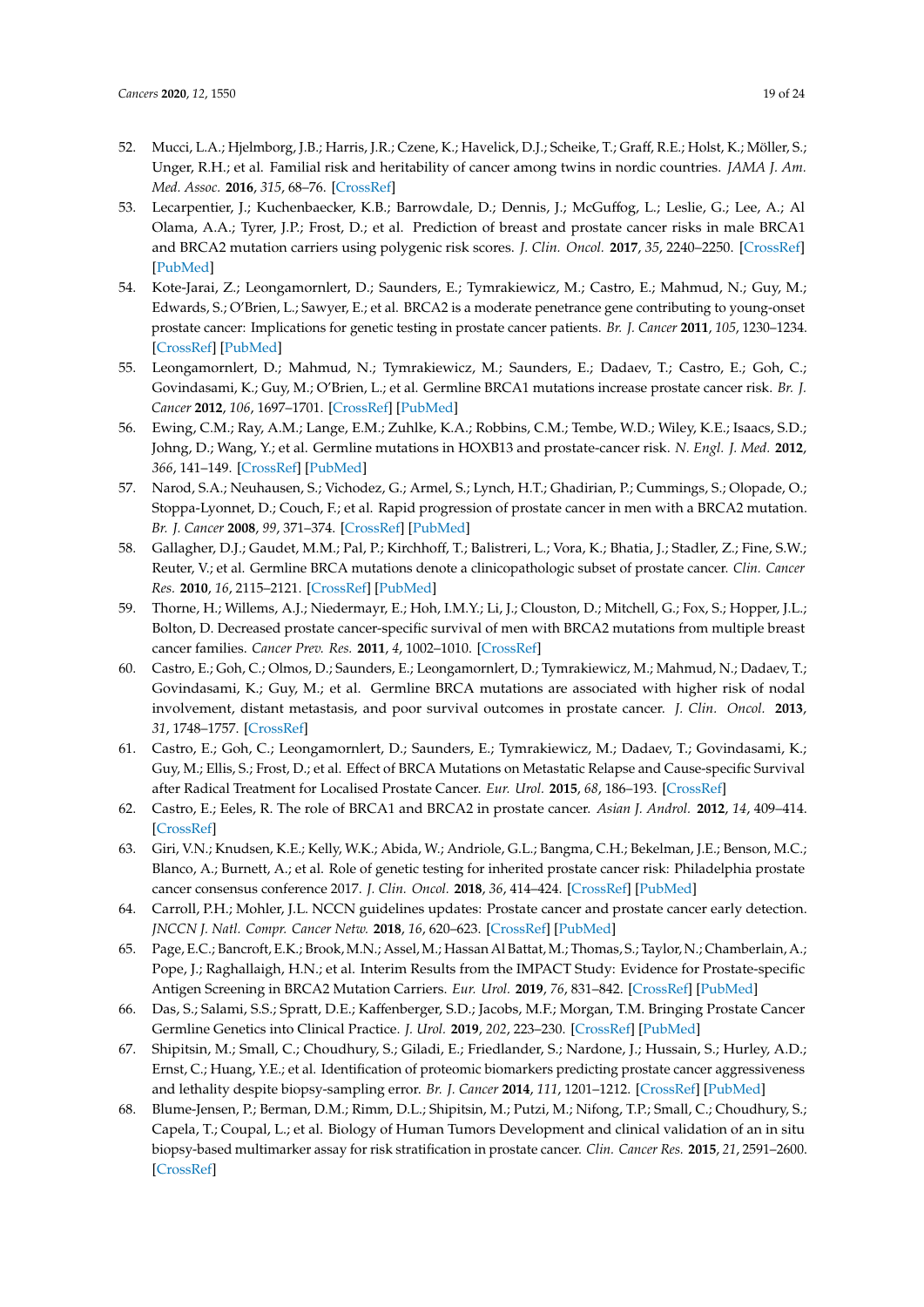52. Mucci, L.A.; Hjelmborg, J.B.; Harris, J.R.; Czene, K.; Havelick, D.J.; Scheike, T.; Graff, R.E.; Holst, K.; Möller, S.; Unger, R.H.; et al. Familial risk and heritability of cancer among twins in nordic countries. *JAMA J. Am. Med. Assoc.* **2016**, *315*, 68–76. [CrossRef]
53. Lecarpentier, J.; Kuchenbaecker, K.B.; Barrowdale, D.; Dennis, J.; McGuffog, L.; Leslie, G.; Lee, A.; Al Olama, A.A.; Tyrer, J.P.; Frost, D.; et al. Prediction of breast and prostate cancer risks in male BRCA1 and BRCA2 mutation carriers using polygenic risk scores. *J. Clin. Oncol.* **2017**, *35*, 2240–2250. [CrossRef] [PubMed]
54. Kote-Jarai, Z.; Leongamornlert, D.; Saunders, E.; Tymrakiewicz, M.; Castro, E.; Mahmud, N.; Guy, M.; Edwards, S.; O'Brien, L.; Sawyer, E.; et al. BRCA2 is a moderate penetrance gene contributing to young-onset prostate cancer: Implications for genetic testing in prostate cancer patients. *Br. J. Cancer* **2011**, *105*, 1230–1234. [CrossRef] [PubMed]
55. Leongamornlert, D.; Mahmud, N.; Tymrakiewicz, M.; Saunders, E.; Dadaev, T.; Castro, E.; Goh, C.; Govindasami, K.; Guy, M.; O'Brien, L.; et al. Germline BRCA1 mutations increase prostate cancer risk. *Br. J. Cancer* **2012**, *106*, 1697–1701. [CrossRef] [PubMed]
56. Ewing, C.M.; Ray, A.M.; Lange, E.M.; Zuhlke, K.A.; Robbins, C.M.; Tembe, W.D.; Wiley, K.E.; Isaacs, S.D.; Johng, D.; Wang, Y.; et al. Germline mutations in HOXB13 and prostate-cancer risk. *N. Engl. J. Med.* **2012**, *366*, 141–149. [CrossRef] [PubMed]
57. Narod, S.A.; Neuhausen, S.; Vichodez, G.; Armel, S.; Lynch, H.T.; Ghadirian, P.; Cummings, S.; Olopade, O.; Stoppa-Lyonnet, D.; Couch, F.; et al. Rapid progression of prostate cancer in men with a BRCA2 mutation. *Br. J. Cancer* **2008**, *99*, 371–374. [CrossRef] [PubMed]
58. Gallagher, D.J.; Gaudet, M.M.; Pal, P.; Kirchhoff, T.; Balistreri, L.; Vora, K.; Bhatia, J.; Stadler, Z.; Fine, S.W.; Reuter, V.; et al. Germline BRCA mutations denote a clinicopathologic subset of prostate cancer. *Clin. Cancer Res.* **2010**, *16*, 2115–2121. [CrossRef] [PubMed]
59. Thorne, H.; Willems, A.J.; Niedermayr, E.; Hoh, I.M.Y.; Li, J.; Clouston, D.; Mitchell, G.; Fox, S.; Hopper, J.L.; Bolton, D. Decreased prostate cancer-specific survival of men with BRCA2 mutations from multiple breast cancer families. *Cancer Prev. Res.* **2011**, *4*, 1002–1010. [CrossRef]
60. Castro, E.; Goh, C.; Olmos, D.; Saunders, E.; Leongamornlert, D.; Tymrakiewicz, M.; Mahmud, N.; Dadaev, T.; Govindasami, K.; Guy, M.; et al. Germline BRCA mutations are associated with higher risk of nodal involvement, distant metastasis, and poor survival outcomes in prostate cancer. *J. Clin. Oncol.* **2013**, *31*, 1748–1757. [CrossRef]
61. Castro, E.; Goh, C.; Leongamornlert, D.; Saunders, E.; Tymrakiewicz, M.; Dadaev, T.; Govindasami, K.; Guy, M.; Ellis, S.; Frost, D.; et al. Effect of BRCA Mutations on Metastatic Relapse and Cause-specific Survival after Radical Treatment for Localised Prostate Cancer. *Eur. Urol.* **2015**, *68*, 186–193. [CrossRef]
62. Castro, E.; Eeles, R. The role of BRCA1 and BRCA2 in prostate cancer. *Asian J. Androl.* **2012**, *14*, 409–414. [CrossRef]
63. Giri, V.N.; Knudsen, K.E.; Kelly, W.K.; Abida, W.; Andriole, G.L.; Bangma, C.H.; Bekelman, J.E.; Benson, M.C.; Blanco, A.; Burnett, A.; et al. Role of genetic testing for inherited prostate cancer risk: Philadelphia prostate cancer consensus conference 2017. *J. Clin. Oncol.* **2018**, *36*, 414–424. [CrossRef] [PubMed]
64. Carroll, P.H.; Mohler, J.L. NCCN guidelines updates: Prostate cancer and prostate cancer early detection. *JNCCN J. Natl. Compr. Cancer Netw.* **2018**, *16*, 620–623. [CrossRef] [PubMed]
65. Page, E.C.; Bancroft, E.K.; Brook, M.N.; Assel, M.; Hassan Al Battat, M.; Thomas, S.; Taylor, N.; Chamberlain, A.; Pope, J.; Raghallaigh, H.N.; et al. Interim Results from the IMPACT Study: Evidence for Prostate-specific Antigen Screening in BRCA2 Mutation Carriers. *Eur. Urol.* **2019**, *76*, 831–842. [CrossRef] [PubMed]
66. Das, S.; Salami, S.S.; Spratt, D.E.; Kaffenberger, S.D.; Jacobs, M.F.; Morgan, T.M. Bringing Prostate Cancer Germline Genetics into Clinical Practice. *J. Urol.* **2019**, *202*, 223–230. [CrossRef] [PubMed]
67. Shipitsin, M.; Small, C.; Choudhury, S.; Giladi, E.; Friedlander, S.; Nardone, J.; Hussain, S.; Hurley, A.D.; Ernst, C.; Huang, Y.E.; et al. Identification of proteomic biomarkers predicting prostate cancer aggressiveness and lethality despite biopsy-sampling error. *Br. J. Cancer* **2014**, *111*, 1201–1212. [CrossRef] [PubMed]
68. Blume-Jensen, P.; Berman, D.M.; Rimm, D.L.; Shipitsin, M.; Putzi, M.; Nifong, T.P.; Small, C.; Choudhury, S.; Capela, T.; Coupal, L.; et al. Biology of Human Tumors Development and clinical validation of an in situ biopsy-based multimarker assay for risk stratification in prostate cancer. *Clin. Cancer Res.* **2015**, *21*, 2591–2600. [CrossRef]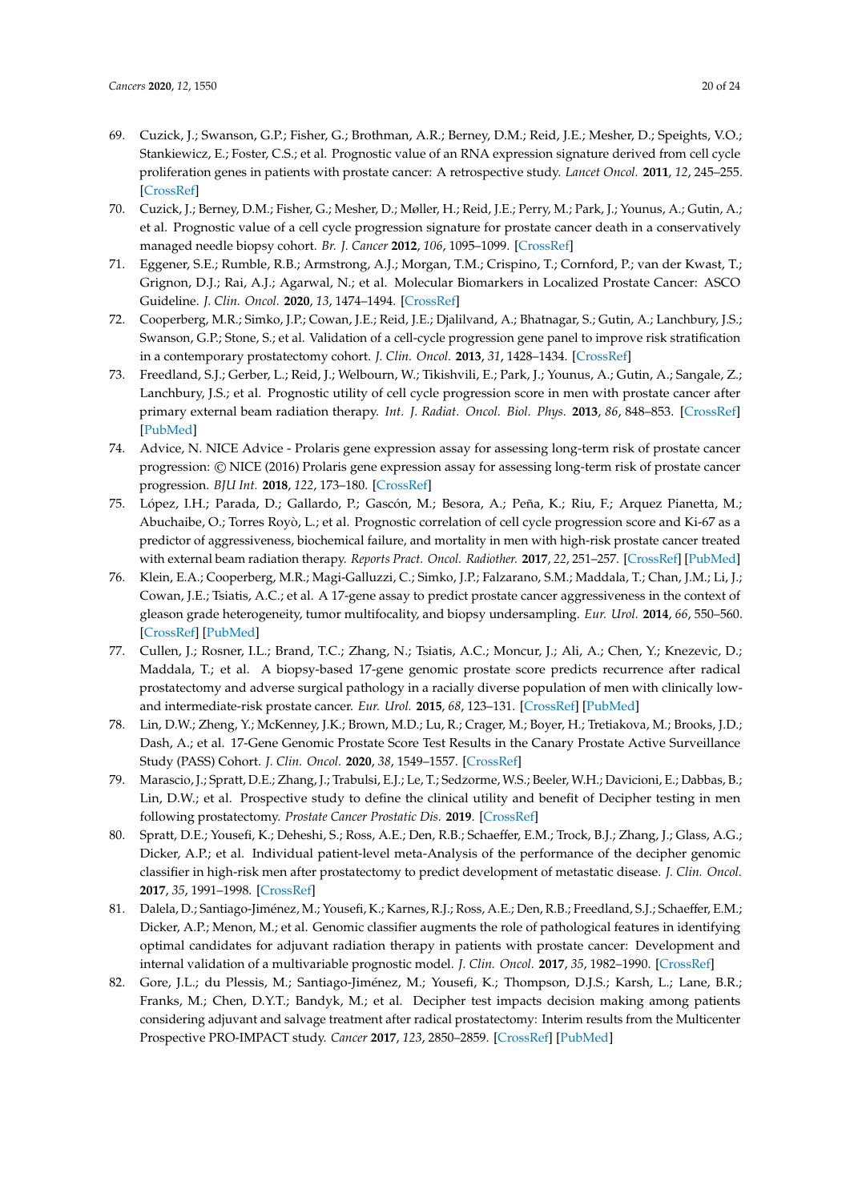69. Cuzick, J.; Swanson, G.P.; Fisher, G.; Brothman, A.R.; Berney, D.M.; Reid, J.E.; Mesher, D.; Speights, V.O.; Stankiewicz, E.; Foster, C.S.; et al. Prognostic value of an RNA expression signature derived from cell cycle proliferation genes in patients with prostate cancer: A retrospective study. *Lancet Oncol.* **2011**, *12*, 245–255. [CrossRef]
70. Cuzick, J.; Berney, D.M.; Fisher, G.; Mesher, D.; Møller, H.; Reid, J.E.; Perry, M.; Park, J.; Younus, A.; Gutin, A.; et al. Prognostic value of a cell cycle progression signature for prostate cancer death in a conservatively managed needle biopsy cohort. *Br. J. Cancer* **2012**, *106*, 1095–1099. [CrossRef]
71. Eggener, S.E.; Rumble, R.B.; Armstrong, A.J.; Morgan, T.M.; Crispino, T.; Cornford, P.; van der Kwast, T.; Grignon, D.J.; Rai, A.J.; Agarwal, N.; et al. Molecular Biomarkers in Localized Prostate Cancer: ASCO Guideline. *J. Clin. Oncol.* **2020**, *13*, 1474–1494. [CrossRef]
72. Cooperberg, M.R.; Simko, J.P.; Cowan, J.E.; Reid, J.E.; Djalilvand, A.; Bhatnagar, S.; Gutin, A.; Lanchbury, J.S.; Swanson, G.P.; Stone, S.; et al. Validation of a cell-cycle progression gene panel to improve risk stratification in a contemporary prostatectomy cohort. *J. Clin. Oncol.* **2013**, *31*, 1428–1434. [CrossRef]
73. Freedland, S.J.; Gerber, L.; Reid, J.; Welbourn, W.; Tikishvili, E.; Park, J.; Younus, A.; Gutin, A.; Sangale, Z.; Lanchbury, J.S.; et al. Prognostic utility of cell cycle progression score in men with prostate cancer after primary external beam radiation therapy. *Int. J. Radiat. Oncol. Biol. Phys.* **2013**, *86*, 848–853. [CrossRef] [PubMed]
74. Advice, N. NICE Advice - Prolaris gene expression assay for assessing long-term risk of prostate cancer progression: © NICE (2016) Prolaris gene expression assay for assessing long-term risk of prostate cancer progression. *BJU Int.* **2018**, *122*, 173–180. [CrossRef]
75. López, I.H.; Parada, D.; Gallardo, P.; Gascón, M.; Besora, A.; Peña, K.; Riu, F.; Arquez Pianetta, M.; Abuchaibe, O.; Torres Royò, L.; et al. Prognostic correlation of cell cycle progression score and Ki-67 as a predictor of aggressiveness, biochemical failure, and mortality in men with high-risk prostate cancer treated with external beam radiation therapy. *Reports Pract. Oncol. Radiother.* **2017**, *22*, 251–257. [CrossRef] [PubMed]
76. Klein, E.A.; Cooperberg, M.R.; Magi-Galluzzi, C.; Simko, J.P.; Falzarano, S.M.; Maddala, T.; Chan, J.M.; Li, J.; Cowan, J.E.; Tsiatis, A.C.; et al. A 17-gene assay to predict prostate cancer aggressiveness in the context of gleason grade heterogeneity, tumor multifocality, and biopsy undersampling. *Eur. Urol.* **2014**, *66*, 550–560. [CrossRef] [PubMed]
77. Cullen, J.; Rosner, I.L.; Brand, T.C.; Zhang, N.; Tsiatis, A.C.; Moncur, J.; Ali, A.; Chen, Y.; Knezevic, D.; Maddala, T.; et al. A biopsy-based 17-gene genomic prostate score predicts recurrence after radical prostatectomy and adverse surgical pathology in a racially diverse population of men with clinically low- and intermediate-risk prostate cancer. *Eur. Urol.* **2015**, *68*, 123–131. [CrossRef] [PubMed]
78. Lin, D.W.; Zheng, Y.; McKenney, J.K.; Brown, M.D.; Lu, R.; Crager, M.; Boyer, H.; Tretiakova, M.; Brooks, J.D.; Dash, A.; et al. 17-Gene Genomic Prostate Score Test Results in the Canary Prostate Active Surveillance Study (PASS) Cohort. *J. Clin. Oncol.* **2020**, *38*, 1549–1557. [CrossRef]
79. Marascio, J.; Spratt, D.E.; Zhang, J.; Trabulsi, E.J.; Le, T.; Sedzorme, W.S.; Beeler, W.H.; Davicioni, E.; Dabbas, B.; Lin, D.W.; et al. Prospective study to define the clinical utility and benefit of Decipher testing in men following prostatectomy. *Prostate Cancer Prostatic Dis.* **2019**. [CrossRef]
80. Spratt, D.E.; Yousefi, K.; Deheshi, S.; Ross, A.E.; Den, R.B.; Schaeffer, E.M.; Trock, B.J.; Zhang, J.; Glass, A.G.; Dicker, A.P.; et al. Individual patient-level meta-Analysis of the performance of the decipher genomic classifier in high-risk men after prostatectomy to predict development of metastatic disease. *J. Clin. Oncol.* **2017**, *35*, 1991–1998. [CrossRef]
81. Dalela, D.; Santiago-Jiménez, M.; Yousefi, K.; Karnes, R.J.; Ross, A.E.; Den, R.B.; Freedland, S.J.; Schaeffer, E.M.; Dicker, A.P.; Menon, M.; et al. Genomic classifier augments the role of pathological features in identifying optimal candidates for adjuvant radiation therapy in patients with prostate cancer: Development and internal validation of a multivariable prognostic model. *J. Clin. Oncol.* **2017**, *35*, 1982–1990. [CrossRef]
82. Gore, J.L.; du Plessis, M.; Santiago-Jiménez, M.; Yousefi, K.; Thompson, D.J.S.; Karsh, L.; Lane, B.R.; Franks, M.; Chen, D.Y.T.; Bandyk, M.; et al. Decipher test impacts decision making among patients considering adjuvant and salvage treatment after radical prostatectomy: Interim results from the Multicenter Prospective PRO-IMPACT study. *Cancer* **2017**, *123*, 2850–2859. [CrossRef] [PubMed]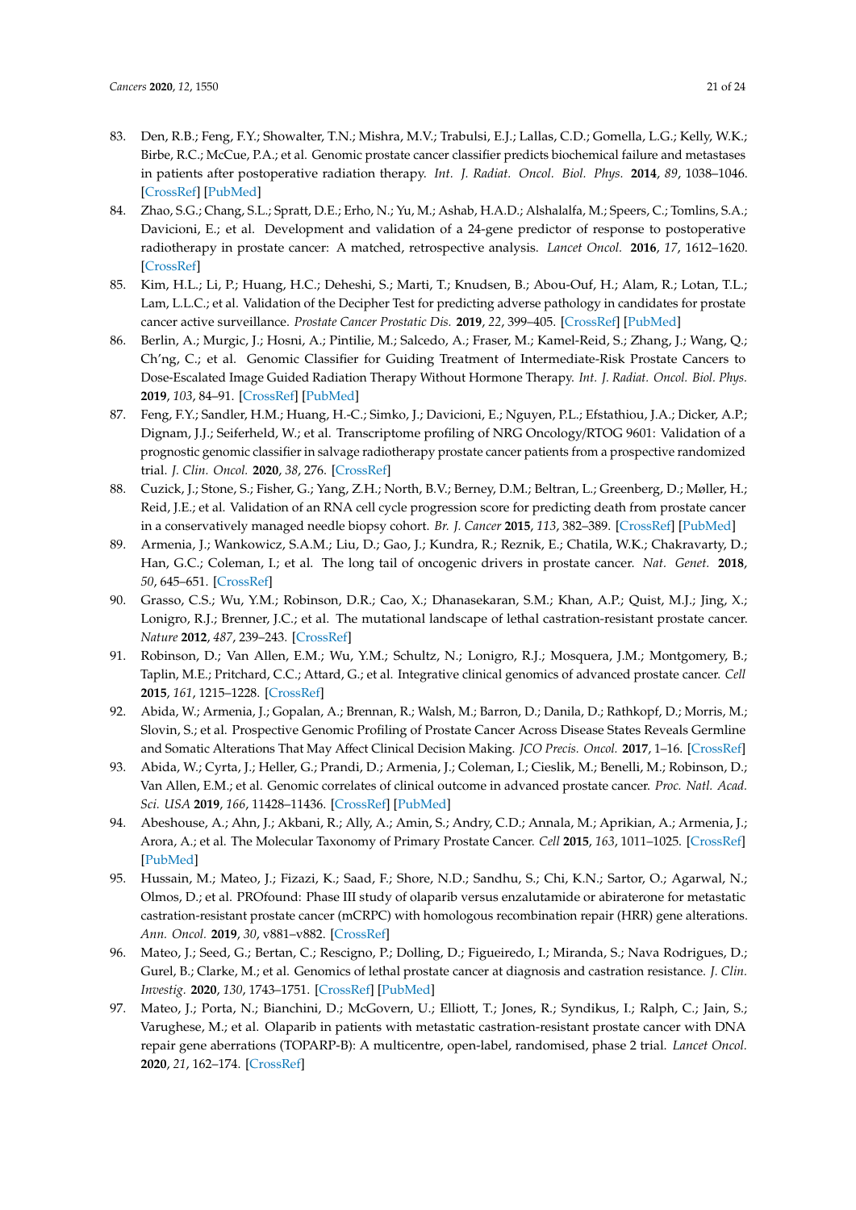83. Den, R.B.; Feng, F.Y.; Showalter, T.N.; Mishra, M.V.; Trabulsi, E.J.; Lallas, C.D.; Gomella, L.G.; Kelly, W.K.; Birbe, R.C.; McCue, P.A.; et al. Genomic prostate cancer classifier predicts biochemical failure and metastases in patients after postoperative radiation therapy. *Int. J. Radiat. Oncol. Biol. Phys.* **2014**, *89*, 1038–1046. [CrossRef] [PubMed]
84. Zhao, S.G.; Chang, S.L.; Spratt, D.E.; Erho, N.; Yu, M.; Ashab, H.A.D.; Alshalalfa, M.; Speers, C.; Tomlins, S.A.; Davicioni, E.; et al. Development and validation of a 24-gene predictor of response to postoperative radiotherapy in prostate cancer: A matched, retrospective analysis. *Lancet Oncol.* **2016**, *17*, 1612–1620. [CrossRef]
85. Kim, H.L.; Li, P.; Huang, H.C.; Deheshi, S.; Marti, T.; Knudsen, B.; Abou-Ouf, H.; Alam, R.; Lotan, T.L.; Lam, L.L.C.; et al. Validation of the Decipher Test for predicting adverse pathology in candidates for prostate cancer active surveillance. *Prostate Cancer Prostatic Dis.* **2019**, *22*, 399–405. [CrossRef] [PubMed]
86. Berlin, A.; Murgic, J.; Hosni, A.; Pintilie, M.; Salcedo, A.; Fraser, M.; Kamel-Reid, S.; Zhang, J.; Wang, Q.; Ch'ng, C.; et al. Genomic Classifier for Guiding Treatment of Intermediate-Risk Prostate Cancers to Dose-Escalated Image Guided Radiation Therapy Without Hormone Therapy. *Int. J. Radiat. Oncol. Biol. Phys.* **2019**, *103*, 84–91. [CrossRef] [PubMed]
87. Feng, F.Y.; Sandler, H.M.; Huang, H.-C.; Simko, J.; Davicioni, E.; Nguyen, P.L.; Efstathiou, J.A.; Dicker, A.P.; Dignam, J.J.; Seiferheld, W.; et al. Transcriptome profiling of NRG Oncology/RTOG 9601: Validation of a prognostic genomic classifier in salvage radiotherapy prostate cancer patients from a prospective randomized trial. *J. Clin. Oncol.* **2020**, *38*, 276. [CrossRef]
88. Cuzick, J.; Stone, S.; Fisher, G.; Yang, Z.H.; North, B.V.; Berney, D.M.; Beltran, L.; Greenberg, D.; Møller, H.; Reid, J.E.; et al. Validation of an RNA cell cycle progression score for predicting death from prostate cancer in a conservatively managed needle biopsy cohort. *Br. J. Cancer* **2015**, *113*, 382–389. [CrossRef] [PubMed]
89. Armenia, J.; Wankowicz, S.A.M.; Liu, D.; Gao, J.; Kundra, R.; Reznik, E.; Chatila, W.K.; Chakravarty, D.; Han, G.C.; Coleman, I.; et al. The long tail of oncogenic drivers in prostate cancer. *Nat. Genet.* **2018**, *50*, 645–651. [CrossRef]
90. Grasso, C.S.; Wu, Y.M.; Robinson, D.R.; Cao, X.; Dhanasekaran, S.M.; Khan, A.P.; Quist, M.J.; Jing, X.; Lonigro, R.J.; Brenner, J.C.; et al. The mutational landscape of lethal castration-resistant prostate cancer. *Nature* **2012**, *487*, 239–243. [CrossRef]
91. Robinson, D.; Van Allen, E.M.; Wu, Y.M.; Schultz, N.; Lonigro, R.J.; Mosquera, J.M.; Montgomery, B.; Taplin, M.E.; Pritchard, C.C.; Attard, G.; et al. Integrative clinical genomics of advanced prostate cancer. *Cell* **2015**, *161*, 1215–1228. [CrossRef]
92. Abida, W.; Armenia, J.; Gopalan, A.; Brennan, R.; Walsh, M.; Barron, D.; Danila, D.; Rathkopf, D.; Morris, M.; Slovin, S.; et al. Prospective Genomic Profiling of Prostate Cancer Across Disease States Reveals Germline and Somatic Alterations That May Affect Clinical Decision Making. *JCO Precis. Oncol.* **2017**, 1–16. [CrossRef]
93. Abida, W.; Cyrta, J.; Heller, G.; Prandi, D.; Armenia, J.; Coleman, I.; Cieslik, M.; Benelli, M.; Robinson, D.; Van Allen, E.M.; et al. Genomic correlates of clinical outcome in advanced prostate cancer. *Proc. Natl. Acad. Sci. USA* **2019**, *166*, 11428–11436. [CrossRef] [PubMed]
94. Abeshouse, A.; Ahn, J.; Akbani, R.; Ally, A.; Amin, S.; Andry, C.D.; Annala, M.; Aprikian, A.; Armenia, J.; Arora, A.; et al. The Molecular Taxonomy of Primary Prostate Cancer. *Cell* **2015**, *163*, 1011–1025. [CrossRef] [PubMed]
95. Hussain, M.; Mateo, J.; Fizazi, K.; Saad, F.; Shore, N.D.; Sandhu, S.; Chi, K.N.; Sartor, O.; Agarwal, N.; Olmos, D.; et al. PROfound: Phase III study of olaparib versus enzalutamide or abiraterone for metastatic castration-resistant prostate cancer (mCRPC) with homologous recombination repair (HRR) gene alterations. *Ann. Oncol.* **2019**, *30*, v881–v882. [CrossRef]
96. Mateo, J.; Seed, G.; Bertan, C.; Rescigno, P.; Dolling, D.; Figueiredo, I.; Miranda, S.; Nava Rodrigues, D.; Gurel, B.; Clarke, M.; et al. Genomics of lethal prostate cancer at diagnosis and castration resistance. *J. Clin. Investig.* **2020**, *130*, 1743–1751. [CrossRef] [PubMed]
97. Mateo, J.; Porta, N.; Bianchini, D.; McGovern, U.; Elliott, T.; Jones, R.; Syndikus, I.; Ralph, C.; Jain, S.; Varughese, M.; et al. Olaparib in patients with metastatic castration-resistant prostate cancer with DNA repair gene aberrations (TOPARP-B): A multicentre, open-label, randomised, phase 2 trial. *Lancet Oncol.* **2020**, *21*, 162–174. [CrossRef]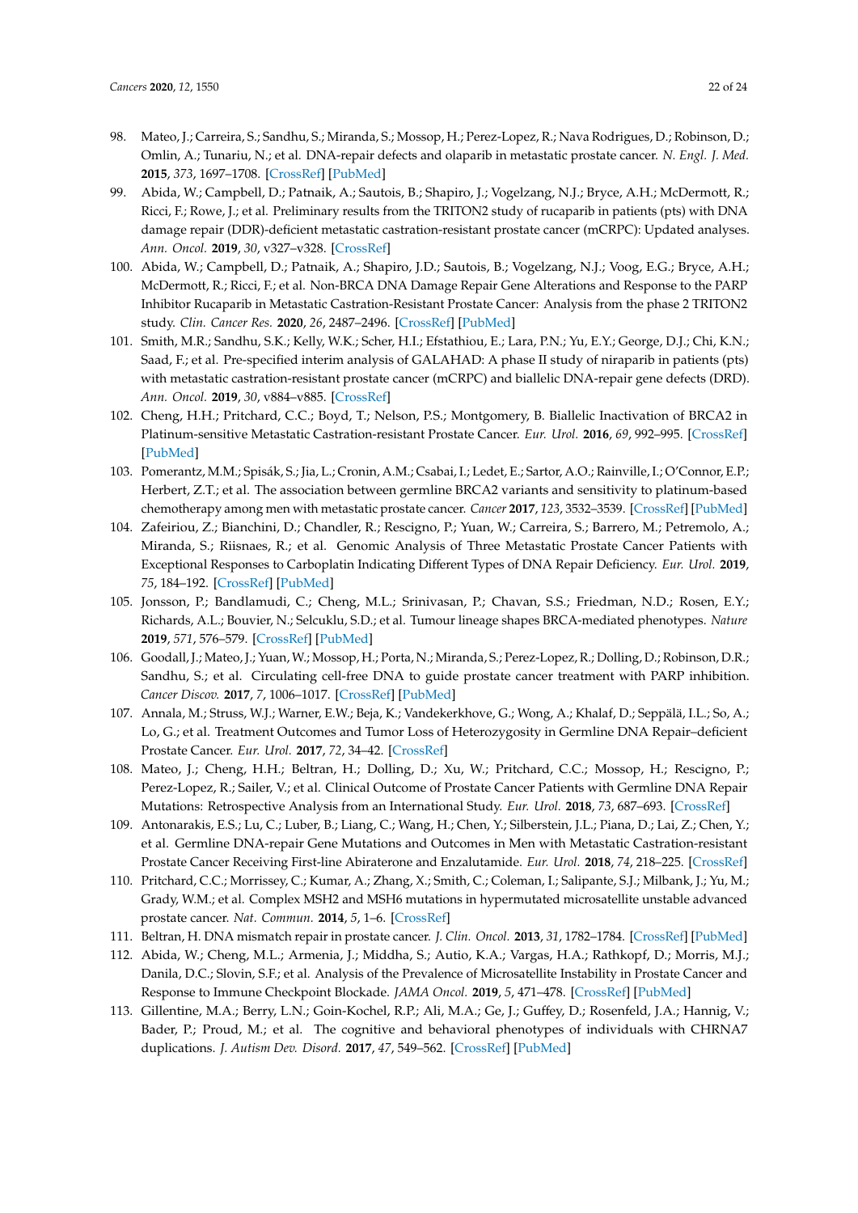98. Mateo, J.; Carreira, S.; Sandhu, S.; Miranda, S.; Mossop, H.; Perez-Lopez, R.; Nava Rodrigues, D.; Robinson, D.; Omlin, A.; Tunariu, N.; et al. DNA-repair defects and olaparib in metastatic prostate cancer. *N. Engl. J. Med.* **2015**, *373*, 1697–1708. [CrossRef] [PubMed]
99. Abida, W.; Campbell, D.; Patnaik, A.; Sautois, B.; Shapiro, J.; Vogelzang, N.J.; Bryce, A.H.; McDermott, R.; Ricci, F.; Rowe, J.; et al. Preliminary results from the TRITON2 study of rucaparib in patients (pts) with DNA damage repair (DDR)-deficient metastatic castration-resistant prostate cancer (mCRPC): Updated analyses. *Ann. Oncol.* **2019**, *30*, v327–v328. [CrossRef]
100. Abida, W.; Campbell, D.; Patnaik, A.; Shapiro, J.D.; Sautois, B.; Vogelzang, N.J.; Voog, E.G.; Bryce, A.H.; McDermott, R.; Ricci, F.; et al. Non-BRCA DNA Damage Repair Gene Alterations and Response to the PARP Inhibitor Rucaparib in Metastatic Castration-Resistant Prostate Cancer: Analysis from the phase 2 TRITON2 study. *Clin. Cancer Res.* **2020**, *26*, 2487–2496. [CrossRef] [PubMed]
101. Smith, M.R.; Sandhu, S.K.; Kelly, W.K.; Scher, H.I.; Efstathiou, E.; Lara, P.N.; Yu, E.Y.; George, D.J.; Chi, K.N.; Saad, F.; et al. Pre-specified interim analysis of GALAHAD: A phase II study of niraparib in patients (pts) with metastatic castration-resistant prostate cancer (mCRPC) and biallelic DNA-repair gene defects (DRD). *Ann. Oncol.* **2019**, *30*, v884–v885. [CrossRef]
102. Cheng, H.H.; Pritchard, C.C.; Boyd, T.; Nelson, P.S.; Montgomery, B. Biallelic Inactivation of BRCA2 in Platinum-sensitive Metastatic Castration-resistant Prostate Cancer. *Eur. Urol.* **2016**, *69*, 992–995. [CrossRef] [PubMed]
103. Pomerantz, M.M.; Spisák, S.; Jia, L.; Cronin, A.M.; Csabai, I.; Ledet, E.; Sartor, A.O.; Rainville, I.; O'Connor, E.P.; Herbert, Z.T.; et al. The association between germline BRCA2 variants and sensitivity to platinum-based chemotherapy among men with metastatic prostate cancer. *Cancer* **2017**, *123*, 3532–3539. [CrossRef] [PubMed]
104. Zafeiriou, Z.; Bianchini, D.; Chandler, R.; Rescigno, P.; Yuan, W.; Carreira, S.; Barrero, M.; Petremolo, A.; Miranda, S.; Riisnaes, R.; et al. Genomic Analysis of Three Metastatic Prostate Cancer Patients with Exceptional Responses to Carboplatin Indicating Different Types of DNA Repair Deficiency. *Eur. Urol.* **2019**, *75*, 184–192. [CrossRef] [PubMed]
105. Jonsson, P.; Bandlamudi, C.; Cheng, M.L.; Srinivasan, P.; Chavan, S.S.; Friedman, N.D.; Rosen, E.Y.; Richards, A.L.; Bouvier, N.; Selcuklu, S.D.; et al. Tumour lineage shapes BRCA-mediated phenotypes. *Nature* **2019**, *571*, 576–579. [CrossRef] [PubMed]
106. Goodall, J.; Mateo, J.; Yuan, W.; Mossop, H.; Porta, N.; Miranda, S.; Perez-Lopez, R.; Dolling, D.; Robinson, D.R.; Sandhu, S.; et al. Circulating cell-free DNA to guide prostate cancer treatment with PARP inhibition. *Cancer Discov.* **2017**, *7*, 1006–1017. [CrossRef] [PubMed]
107. Annala, M.; Struss, W.J.; Warner, E.W.; Beja, K.; Vandekerkhove, G.; Wong, A.; Khalaf, D.; Seppälä, I.L.; So, A.; Lo, G.; et al. Treatment Outcomes and Tumor Loss of Heterozygosity in Germline DNA Repair–deficient Prostate Cancer. *Eur. Urol.* **2017**, *72*, 34–42. [CrossRef]
108. Mateo, J.; Cheng, H.H.; Beltran, H.; Dolling, D.; Xu, W.; Pritchard, C.C.; Mossop, H.; Rescigno, P.; Perez-Lopez, R.; Sailer, V.; et al. Clinical Outcome of Prostate Cancer Patients with Germline DNA Repair Mutations: Retrospective Analysis from an International Study. *Eur. Urol.* **2018**, *73*, 687–693. [CrossRef]
109. Antonarakis, E.S.; Lu, C.; Luber, B.; Liang, C.; Wang, H.; Chen, Y.; Silberstein, J.L.; Piana, D.; Lai, Z.; Chen, Y.; et al. Germline DNA-repair Gene Mutations and Outcomes in Men with Metastatic Castration-resistant Prostate Cancer Receiving First-line Abiraterone and Enzalutamide. *Eur. Urol.* **2018**, *74*, 218–225. [CrossRef]
110. Pritchard, C.C.; Morrissey, C.; Kumar, A.; Zhang, X.; Smith, C.; Coleman, I.; Salipante, S.J.; Milbank, J.; Yu, M.; Grady, W.M.; et al. Complex MSH2 and MSH6 mutations in hypermutated microsatellite unstable advanced prostate cancer. *Nat. Commun.* **2014**, *5*, 1–6. [CrossRef]
111. Beltran, H. DNA mismatch repair in prostate cancer. *J. Clin. Oncol.* **2013**, *31*, 1782–1784. [CrossRef] [PubMed]
112. Abida, W.; Cheng, M.L.; Armenia, J.; Middha, S.; Autio, K.A.; Vargas, H.A.; Rathkopf, D.; Morris, M.J.; Danila, D.C.; Slovin, S.F.; et al. Analysis of the Prevalence of Microsatellite Instability in Prostate Cancer and Response to Immune Checkpoint Blockade. *JAMA Oncol.* **2019**, *5*, 471–478. [CrossRef] [PubMed]
113. Gillentine, M.A.; Berry, L.N.; Goin-Kochel, R.P.; Ali, M.A.; Ge, J.; Guffey, D.; Rosenfeld, J.A.; Hannig, V.; Bader, P.; Proud, M.; et al. The cognitive and behavioral phenotypes of individuals with CHRNA7 duplications. *J. Autism Dev. Disord.* **2017**, *47*, 549–562. [CrossRef] [PubMed]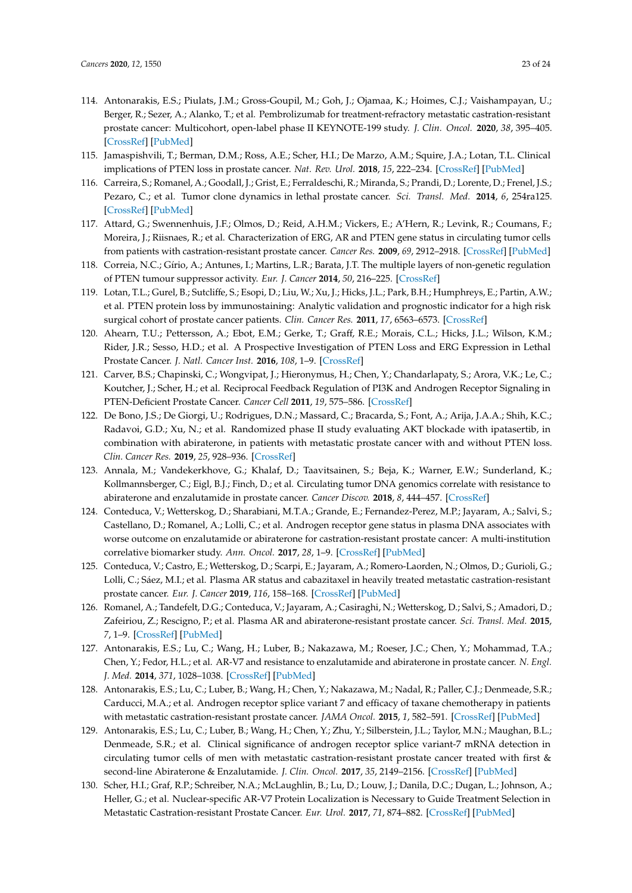114. Antonarakis, E.S.; Piulats, J.M.; Gross-Goupil, M.; Goh, J.; Ojamaa, K.; Hoimes, C.J.; Vaishampayan, U.; Berger, R.; Sezer, A.; Alanko, T.; et al. Pembrolizumab for treatment-refractory metastatic castration-resistant prostate cancer: Multicohort, open-label phase II KEYNOTE-199 study. *J. Clin. Oncol.* **2020**, *38*, 395–405. [CrossRef] [PubMed]
115. Jamaspishvili, T.; Berman, D.M.; Ross, A.E.; Scher, H.I.; De Marzo, A.M.; Squire, J.A.; Lotan, T.L. Clinical implications of PTEN loss in prostate cancer. *Nat. Rev. Urol.* **2018**, *15*, 222–234. [CrossRef] [PubMed]
116. Carreira, S.; Romanel, A.; Goodall, J.; Grist, E.; Ferraldeschi, R.; Miranda, S.; Prandi, D.; Lorente, D.; Frenel, J.S.; Pezaro, C.; et al. Tumor clone dynamics in lethal prostate cancer. *Sci. Transl. Med.* **2014**, *6*, 254ra125. [CrossRef] [PubMed]
117. Attard, G.; Swennenhuis, J.F.; Olmos, D.; Reid, A.H.M.; Vickers, E.; A'Hern, R.; Levink, R.; Coumans, F.; Moreira, J.; Riisnaes, R.; et al. Characterization of ERG, AR and PTEN gene status in circulating tumor cells from patients with castration-resistant prostate cancer. *Cancer Res.* **2009**, *69*, 2912–2918. [CrossRef] [PubMed]
118. Correia, N.C.; Gírio, A.; Antunes, I.; Martins, L.R.; Barata, J.T. The multiple layers of non-genetic regulation of PTEN tumour suppressor activity. *Eur. J. Cancer* **2014**, *50*, 216–225. [CrossRef]
119. Lotan, T.L.; Gurel, B.; Sutcliffe, S.; Esopi, D.; Liu, W.; Xu, J.; Hicks, J.L.; Park, B.H.; Humphreys, E.; Partin, A.W.; et al. PTEN protein loss by immunostaining: Analytic validation and prognostic indicator for a high risk surgical cohort of prostate cancer patients. *Clin. Cancer Res.* **2011**, *17*, 6563–6573. [CrossRef]
120. Ahearn, T.U.; Pettersson, A.; Ebot, E.M.; Gerke, T.; Graff, R.E.; Morais, C.L.; Hicks, J.L.; Wilson, K.M.; Rider, J.R.; Sesso, H.D.; et al. A Prospective Investigation of PTEN Loss and ERG Expression in Lethal Prostate Cancer. *J. Natl. Cancer Inst.* **2016**, *108*, 1–9. [CrossRef]
121. Carver, B.S.; Chapinski, C.; Wongvipat, J.; Hieronymus, H.; Chen, Y.; Chandarlapaty, S.; Arora, V.K.; Le, C.; Koutcher, J.; Scher, H.; et al. Reciprocal Feedback Regulation of PI3K and Androgen Receptor Signaling in PTEN-Deficient Prostate Cancer. *Cancer Cell* **2011**, *19*, 575–586. [CrossRef]
122. De Bono, J.S.; De Giorgi, U.; Rodrigues, D.N.; Massard, C.; Bracarda, S.; Font, A.; Arija, J.A.A.; Shih, K.C.; Radavoi, G.D.; Xu, N.; et al. Randomized phase II study evaluating AKT blockade with ipatasertib, in combination with abiraterone, in patients with metastatic prostate cancer with and without PTEN loss. *Clin. Cancer Res.* **2019**, *25*, 928–936. [CrossRef]
123. Annala, M.; Vandekerkhove, G.; Khalaf, D.; Taavitsainen, S.; Beja, K.; Warner, E.W.; Sunderland, K.; Kollmannsberger, C.; Eigl, B.J.; Finch, D.; et al. Circulating tumor DNA genomics correlate with resistance to abiraterone and enzalutamide in prostate cancer. *Cancer Discov.* **2018**, *8*, 444–457. [CrossRef]
124. Conteduca, V.; Wetterskog, D.; Sharabiani, M.T.A.; Grande, E.; Fernandez-Perez, M.P.; Jayaram, A.; Salvi, S.; Castellano, D.; Romanel, A.; Lolli, C.; et al. Androgen receptor gene status in plasma DNA associates with worse outcome on enzalutamide or abiraterone for castration-resistant prostate cancer: A multi-institution correlative biomarker study. *Ann. Oncol.* **2017**, *28*, 1–9. [CrossRef] [PubMed]
125. Conteduca, V.; Castro, E.; Wetterskog, D.; Scarpi, E.; Jayaram, A.; Romero-Laorden, N.; Olmos, D.; Gurioli, G.; Lolli, C.; Sáez, M.I.; et al. Plasma AR status and cabazitaxel in heavily treated metastatic castration-resistant prostate cancer. *Eur. J. Cancer* **2019**, *116*, 158–168. [CrossRef] [PubMed]
126. Romanel, A.; Tandefelt, D.G.; Conteduca, V.; Jayaram, A.; Casiraghi, N.; Wetterskog, D.; Salvi, S.; Amadori, D.; Zafeiriou, Z.; Rescigno, P.; et al. Plasma AR and abiraterone-resistant prostate cancer. *Sci. Transl. Med.* **2015**, *7*, 1–9. [CrossRef] [PubMed]
127. Antonarakis, E.S.; Lu, C.; Wang, H.; Luber, B.; Nakazawa, M.; Roeser, J.C.; Chen, Y.; Mohammad, T.A.; Chen, Y.; Fedor, H.L.; et al. AR-V7 and resistance to enzalutamide and abiraterone in prostate cancer. *N. Engl. J. Med.* **2014**, *371*, 1028–1038. [CrossRef] [PubMed]
128. Antonarakis, E.S.; Lu, C.; Luber, B.; Wang, H.; Chen, Y.; Nakazawa, M.; Nadal, R.; Paller, C.J.; Denmeade, S.R.; Carducci, M.A.; et al. Androgen receptor splice variant 7 and efficacy of taxane chemotherapy in patients with metastatic castration-resistant prostate cancer. *JAMA Oncol.* **2015**, *1*, 582–591. [CrossRef] [PubMed]
129. Antonarakis, E.S.; Lu, C.; Luber, B.; Wang, H.; Chen, Y.; Zhu, Y.; Silberstein, J.L.; Taylor, M.N.; Maughan, B.L.; Denmeade, S.R.; et al. Clinical significance of androgen receptor splice variant-7 mRNA detection in circulating tumor cells of men with metastatic castration-resistant prostate cancer treated with first & second-line Abiraterone & Enzalutamide. *J. Clin. Oncol.* **2017**, *35*, 2149–2156. [CrossRef] [PubMed]
130. Scher, H.I.; Graf, R.P.; Schreiber, N.A.; McLaughlin, B.; Lu, D.; Louw, J.; Danila, D.C.; Dugan, L.; Johnson, A.; Heller, G.; et al. Nuclear-specific AR-V7 Protein Localization is Necessary to Guide Treatment Selection in Metastatic Castration-resistant Prostate Cancer. *Eur. Urol.* **2017**, *71*, 874–882. [CrossRef] [PubMed]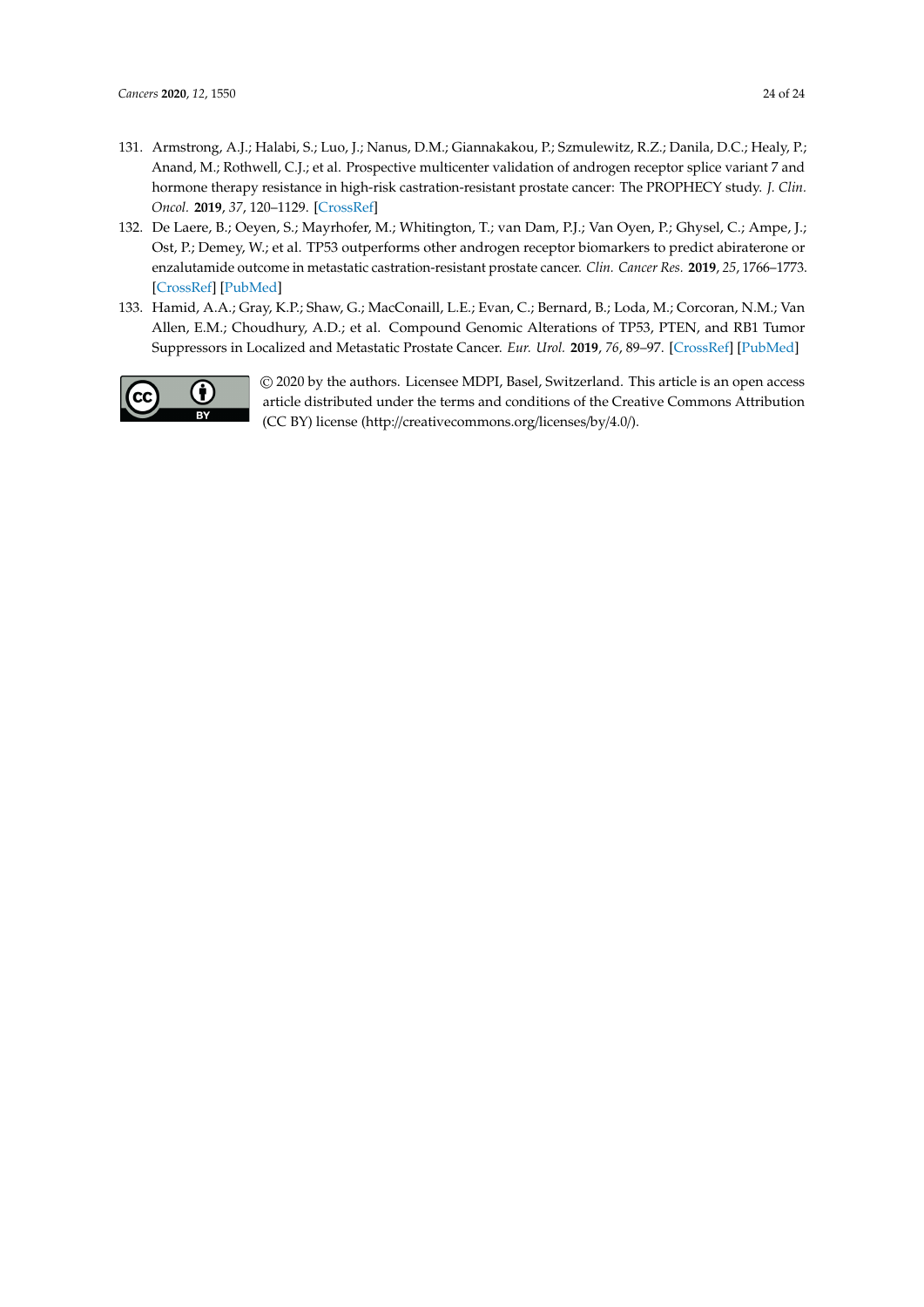131. Armstrong, A.J.; Halabi, S.; Luo, J.; Nanus, D.M.; Giannakakou, P.; Szmulewitz, R.Z.; Danila, D.C.; Healy, P.; Anand, M.; Rothwell, C.J.; et al. Prospective multicenter validation of androgen receptor splice variant 7 and hormone therapy resistance in high-risk castration-resistant prostate cancer: The PROPHECY study. *J. Clin. Oncol.* **2019**, *37*, 120–1129. [CrossRef]
132. De Laere, B.; Oeyen, S.; Mayrhofer, M.; Whitington, T.; van Dam, P.J.; Van Oyen, P.; Ghysel, C.; Ampe, J.; Ost, P.; Demey, W.; et al. TP53 outperforms other androgen receptor biomarkers to predict abiraterone or enzalutamide outcome in metastatic castration-resistant prostate cancer. *Clin. Cancer Res.* **2019**, *25*, 1766–1773. [CrossRef] [PubMed]
133. Hamid, A.A.; Gray, K.P.; Shaw, G.; MacConaill, L.E.; Evan, C.; Bernard, B.; Loda, M.; Corcoran, N.M.; Van Allen, E.M.; Choudhury, A.D.; et al. Compound Genomic Alterations of TP53, PTEN, and RB1 Tumor Suppressors in Localized and Metastatic Prostate Cancer. *Eur. Urol.* **2019**, *76*, 89–97. [CrossRef] [PubMed]

© 2020 by the authors. Licensee MDPI, Basel, Switzerland. This article is an open access article distributed under the terms and conditions of the Creative Commons Attribution (CC BY) license (http://creativecommons.org/licenses/by/4.0/).